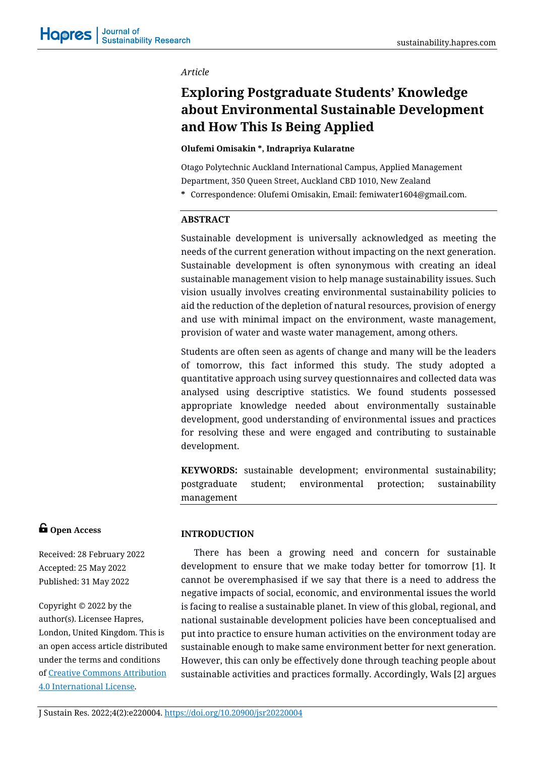*Article*

# Exploring Postgraduate Students' Knowledge about Environmental Sustainable Development and How This Is Being Applied

**Olufemi Omisakin *, Indrapriya Kularatne**

Otago Polytechnic Auckland International Campus, Applied Management Department, 350 Queen Street, Auckland CBD 1010, New Zealand

\* Correspondence: Olufemi Omisakin, Email: femiwater1604@gmail.com.

## ABSTRACT

Sustainable development is universally acknowledged as meeting the needs of the current generation without impacting on the next generation. Sustainable development is often synonymous with creating an ideal sustainable management vision to help manage sustainability issues. Such vision usually involves creating environmental sustainability policies to aid the reduction of the depletion of natural resources, provision of energy and use with minimal impact on the environment, waste management, provision of water and waste water management, among others.

Students are often seen as agents of change and many will be the leaders of tomorrow, this fact informed this study. The study adopted a quantitative approach using survey questionnaires and collected data was analysed using descriptive statistics. We found students possessed appropriate knowledge needed about environmentally sustainable development, good understanding of environmental issues and practices for resolving these and were engaged and contributing to sustainable development.

**KEYWORDS:** sustainable development; environmental sustainability; postgraduate student; environmental protection; sustainability management

**Open Access**

Received: 28 February 2022

Accepted: 25 May 2022

Published: 31 May 2022

Copyright © 2022 by the author(s). Licensee Hapres, London, United Kingdom. This is an open access article distributed under the terms and conditions of [Creative Commons Attribution 4.0 International License](https://creativecommons.org/licenses/by/4.0/).

## INTRODUCTION

There has been a growing need and concern for sustainable development to ensure that we make today better for tomorrow [1]. It cannot be overemphasised if we say that there is a need to address the negative impacts of social, economic, and environmental issues the world is facing to realise a sustainable planet. In view of this global, regional, and national sustainable development policies have been conceptualised and put into practice to ensure human activities on the environment today are sustainable enough to make same environment better for next generation. However, this can only be effectively done through teaching people about sustainable activities and practices formally. Accordingly, Wals [2] argues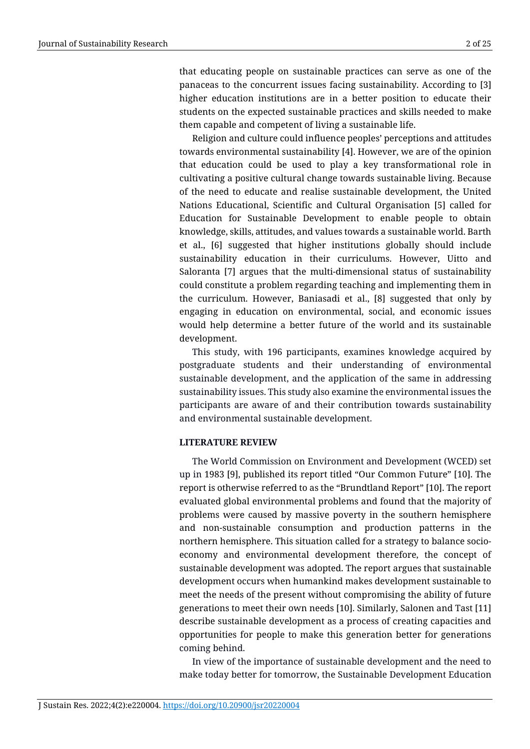that educating people on sustainable practices can serve as one of the panaceas to the concurrent issues facing sustainability. According to [3] higher education institutions are in a better position to educate their students on the expected sustainable practices and skills needed to make them capable and competent of living a sustainable life.

Religion and culture could influence peoples' perceptions and attitudes towards environmental sustainability [4]. However, we are of the opinion that education could be used to play a key transformational role in cultivating a positive cultural change towards sustainable living. Because of the need to educate and realise sustainable development, the United Nations Educational, Scientific and Cultural Organisation [5] called for Education for Sustainable Development to enable people to obtain knowledge, skills, attitudes, and values towards a sustainable world. Barth et al., [6] suggested that higher institutions globally should include sustainability education in their curriculums. However, Uitto and Saloranta [7] argues that the multi-dimensional status of sustainability could constitute a problem regarding teaching and implementing them in the curriculum. However, Baniasadi et al., [8] suggested that only by engaging in education on environmental, social, and economic issues would help determine a better future of the world and its sustainable development.

This study, with 196 participants, examines knowledge acquired by postgraduate students and their understanding of environmental sustainable development, and the application of the same in addressing sustainability issues. This study also examine the environmental issues the participants are aware of and their contribution towards sustainability and environmental sustainable development.

## LITERATURE REVIEW

The World Commission on Environment and Development (WCED) set up in 1983 [9], published its report titled "Our Common Future" [10]. The report is otherwise referred to as the "Brundtland Report" [10]. The report evaluated global environmental problems and found that the majority of problems were caused by massive poverty in the southern hemisphere and non-sustainable consumption and production patterns in the northern hemisphere. This situation called for a strategy to balance socio-economy and environmental development therefore, the concept of sustainable development was adopted. The report argues that sustainable development occurs when humankind makes development sustainable to meet the needs of the present without compromising the ability of future generations to meet their own needs [10]. Similarly, Salonen and Tast [11] describe sustainable development as a process of creating capacities and opportunities for people to make this generation better for generations coming behind.

In view of the importance of sustainable development and the need to make today better for tomorrow, the Sustainable Development Education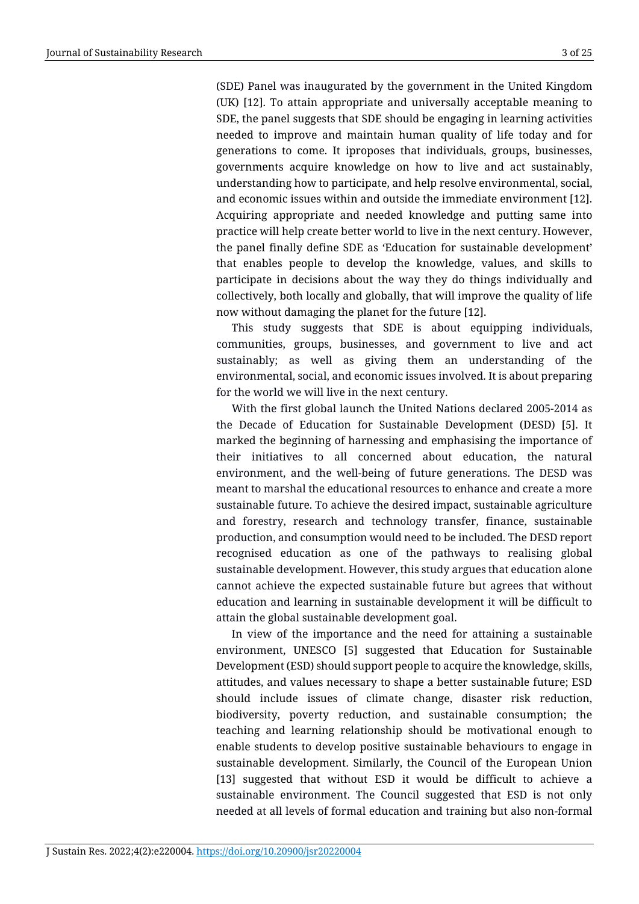(SDE) Panel was inaugurated by the government in the United Kingdom (UK) [12]. To attain appropriate and universally acceptable meaning to SDE, the panel suggests that SDE should be engaging in learning activities needed to improve and maintain human quality of life today and for generations to come. It iproposes that individuals, groups, businesses, governments acquire knowledge on how to live and act sustainably, understanding how to participate, and help resolve environmental, social, and economic issues within and outside the immediate environment [12]. Acquiring appropriate and needed knowledge and putting same into practice will help create better world to live in the next century. However, the panel finally define SDE as 'Education for sustainable development' that enables people to develop the knowledge, values, and skills to participate in decisions about the way they do things individually and collectively, both locally and globally, that will improve the quality of life now without damaging the planet for the future [12].

This study suggests that SDE is about equipping individuals, communities, groups, businesses, and government to live and act sustainably; as well as giving them an understanding of the environmental, social, and economic issues involved. It is about preparing for the world we will live in the next century.

With the first global launch the United Nations declared 2005-2014 as the Decade of Education for Sustainable Development (DESD) [5]. It marked the beginning of harnessing and emphasising the importance of their initiatives to all concerned about education, the natural environment, and the well-being of future generations. The DESD was meant to marshal the educational resources to enhance and create a more sustainable future. To achieve the desired impact, sustainable agriculture and forestry, research and technology transfer, finance, sustainable production, and consumption would need to be included. The DESD report recognised education as one of the pathways to realising global sustainable development. However, this study argues that education alone cannot achieve the expected sustainable future but agrees that without education and learning in sustainable development it will be difficult to attain the global sustainable development goal.

In view of the importance and the need for attaining a sustainable environment, UNESCO [5] suggested that Education for Sustainable Development (ESD) should support people to acquire the knowledge, skills, attitudes, and values necessary to shape a better sustainable future; ESD should include issues of climate change, disaster risk reduction, biodiversity, poverty reduction, and sustainable consumption; the teaching and learning relationship should be motivational enough to enable students to develop positive sustainable behaviours to engage in sustainable development. Similarly, the Council of the European Union [13] suggested that without ESD it would be difficult to achieve a sustainable environment. The Council suggested that ESD is not only needed at all levels of formal education and training but also non-formal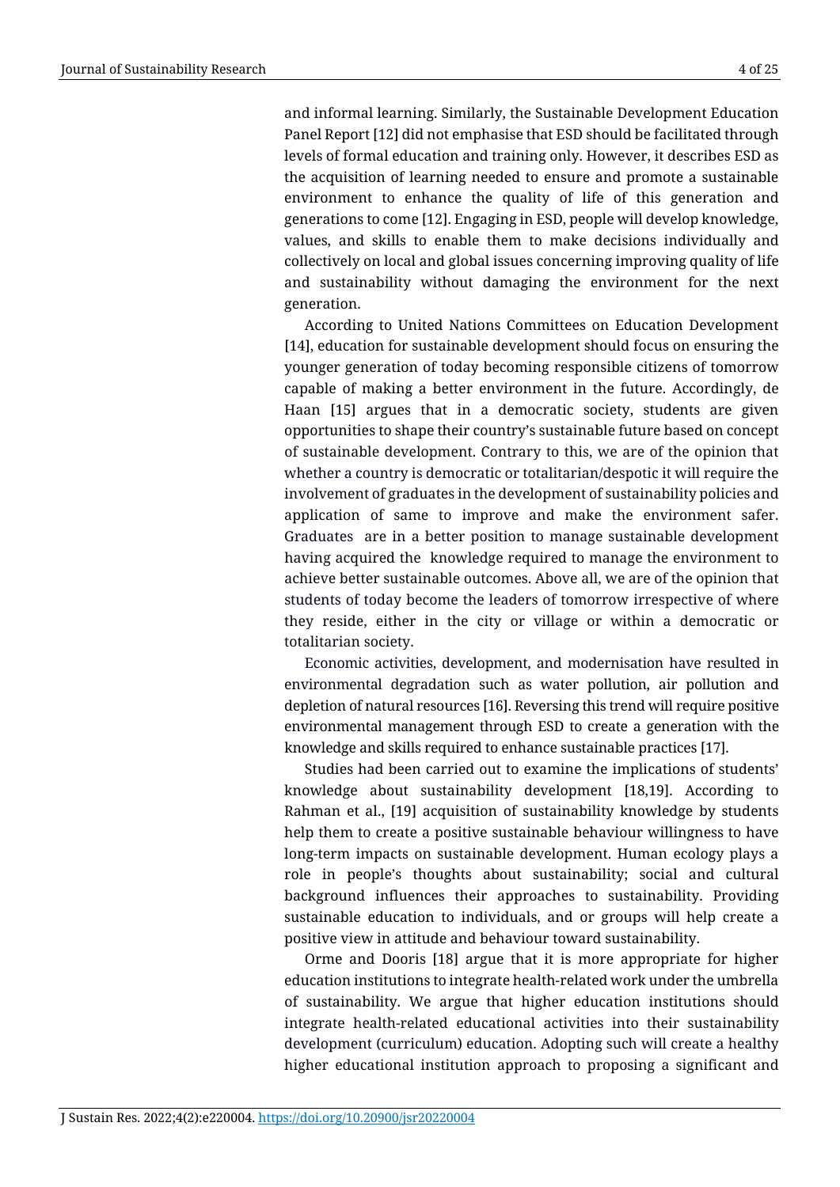and informal learning. Similarly, the Sustainable Development Education Panel Report [12] did not emphasise that ESD should be facilitated through levels of formal education and training only. However, it describes ESD as the acquisition of learning needed to ensure and promote a sustainable environment to enhance the quality of life of this generation and generations to come [12]. Engaging in ESD, people will develop knowledge, values, and skills to enable them to make decisions individually and collectively on local and global issues concerning improving quality of life and sustainability without damaging the environment for the next generation.

According to United Nations Committees on Education Development [14], education for sustainable development should focus on ensuring the younger generation of today becoming responsible citizens of tomorrow capable of making a better environment in the future. Accordingly, de Haan [15] argues that in a democratic society, students are given opportunities to shape their country's sustainable future based on concept of sustainable development. Contrary to this, we are of the opinion that whether a country is democratic or totalitarian/despotic it will require the involvement of graduates in the development of sustainability policies and application of same to improve and make the environment safer. Graduates are in a better position to manage sustainable development having acquired the knowledge required to manage the environment to achieve better sustainable outcomes. Above all, we are of the opinion that students of today become the leaders of tomorrow irrespective of where they reside, either in the city or village or within a democratic or totalitarian society.

Economic activities, development, and modernisation have resulted in environmental degradation such as water pollution, air pollution and depletion of natural resources [16]. Reversing this trend will require positive environmental management through ESD to create a generation with the knowledge and skills required to enhance sustainable practices [17].

Studies had been carried out to examine the implications of students' knowledge about sustainability development [18,19]. According to Rahman et al., [19] acquisition of sustainability knowledge by students help them to create a positive sustainable behaviour willingness to have long-term impacts on sustainable development. Human ecology plays a role in people's thoughts about sustainability; social and cultural background influences their approaches to sustainability. Providing sustainable education to individuals, and or groups will help create a positive view in attitude and behaviour toward sustainability.

Orme and Dooris [18] argue that it is more appropriate for higher education institutions to integrate health-related work under the umbrella of sustainability. We argue that higher education institutions should integrate health-related educational activities into their sustainability development (curriculum) education. Adopting such will create a healthy higher educational institution approach to proposing a significant and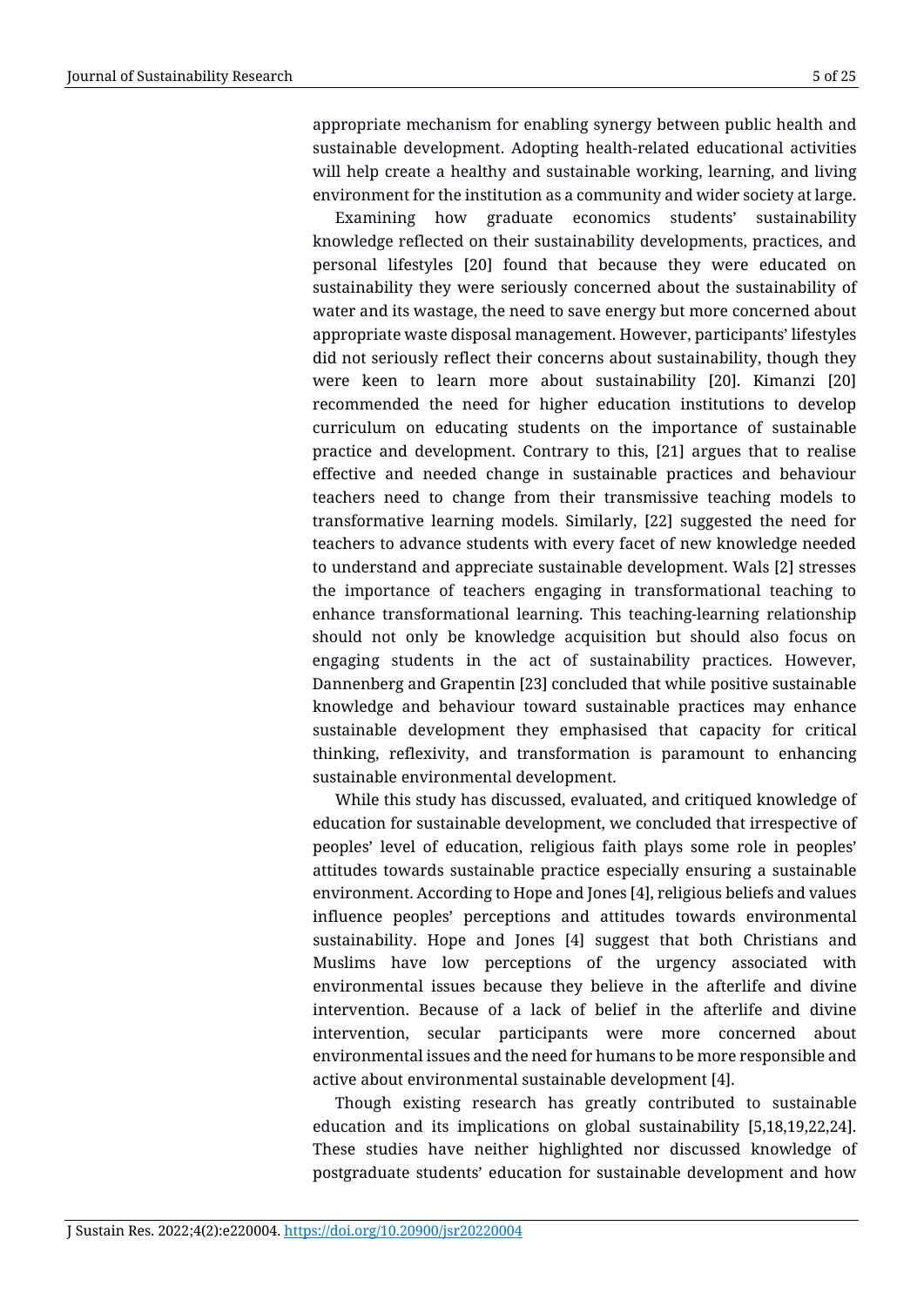appropriate mechanism for enabling synergy between public health and sustainable development. Adopting health-related educational activities will help create a healthy and sustainable working, learning, and living environment for the institution as a community and wider society at large.

Examining how graduate economics students' sustainability knowledge reflected on their sustainability developments, practices, and personal lifestyles [20] found that because they were educated on sustainability they were seriously concerned about the sustainability of water and its wastage, the need to save energy but more concerned about appropriate waste disposal management. However, participants' lifestyles did not seriously reflect their concerns about sustainability, though they were keen to learn more about sustainability [20]. Kimanzi [20] recommended the need for higher education institutions to develop curriculum on educating students on the importance of sustainable practice and development. Contrary to this, [21] argues that to realise effective and needed change in sustainable practices and behaviour teachers need to change from their transmissive teaching models to transformative learning models. Similarly, [22] suggested the need for teachers to advance students with every facet of new knowledge needed to understand and appreciate sustainable development. Wals [2] stresses the importance of teachers engaging in transformational teaching to enhance transformational learning. This teaching-learning relationship should not only be knowledge acquisition but should also focus on engaging students in the act of sustainability practices. However, Dannenberg and Grapentin [23] concluded that while positive sustainable knowledge and behaviour toward sustainable practices may enhance sustainable development they emphasised that capacity for critical thinking, reflexivity, and transformation is paramount to enhancing sustainable environmental development.

While this study has discussed, evaluated, and critiqued knowledge of education for sustainable development, we concluded that irrespective of peoples' level of education, religious faith plays some role in peoples' attitudes towards sustainable practice especially ensuring a sustainable environment. According to Hope and Jones [4], religious beliefs and values influence peoples' perceptions and attitudes towards environmental sustainability. Hope and Jones [4] suggest that both Christians and Muslims have low perceptions of the urgency associated with environmental issues because they believe in the afterlife and divine intervention. Because of a lack of belief in the afterlife and divine intervention, secular participants were more concerned about environmental issues and the need for humans to be more responsible and active about environmental sustainable development [4].

Though existing research has greatly contributed to sustainable education and its implications on global sustainability [5,18,19,22,24]. These studies have neither highlighted nor discussed knowledge of postgraduate students' education for sustainable development and how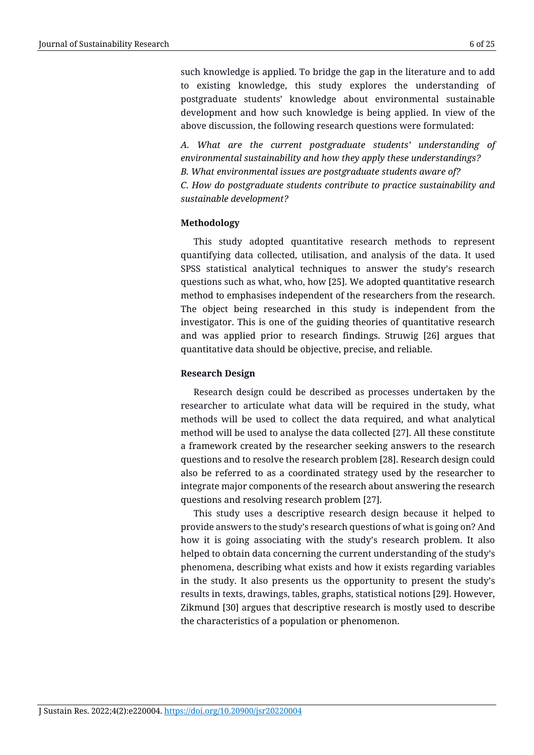such knowledge is applied. To bridge the gap in the literature and to add to existing knowledge, this study explores the understanding of postgraduate students' knowledge about environmental sustainable development and how such knowledge is being applied. In view of the above discussion, the following research questions were formulated:

*A. What are the current postgraduate students' understanding of environmental sustainability and how they apply these understandings?*
*B. What environmental issues are postgraduate students aware of?*
*C. How do postgraduate students contribute to practice sustainability and sustainable development?*

**Methodology**

This study adopted quantitative research methods to represent quantifying data collected, utilisation, and analysis of the data. It used SPSS statistical analytical techniques to answer the study's research questions such as what, who, how [25]. We adopted quantitative research method to emphasises independent of the researchers from the research. The object being researched in this study is independent from the investigator. This is one of the guiding theories of quantitative research and was applied prior to research findings. Struwig [26] argues that quantitative data should be objective, precise, and reliable.

**Research Design**

Research design could be described as processes undertaken by the researcher to articulate what data will be required in the study, what methods will be used to collect the data required, and what analytical method will be used to analyse the data collected [27]. All these constitute a framework created by the researcher seeking answers to the research questions and to resolve the research problem [28]. Research design could also be referred to as a coordinated strategy used by the researcher to integrate major components of the research about answering the research questions and resolving research problem [27].

This study uses a descriptive research design because it helped to provide answers to the study's research questions of what is going on? And how it is going associating with the study's research problem. It also helped to obtain data concerning the current understanding of the study's phenomena, describing what exists and how it exists regarding variables in the study. It also presents us the opportunity to present the study's results in texts, drawings, tables, graphs, statistical notions [29]. However, Zikmund [30] argues that descriptive research is mostly used to describe the characteristics of a population or phenomenon.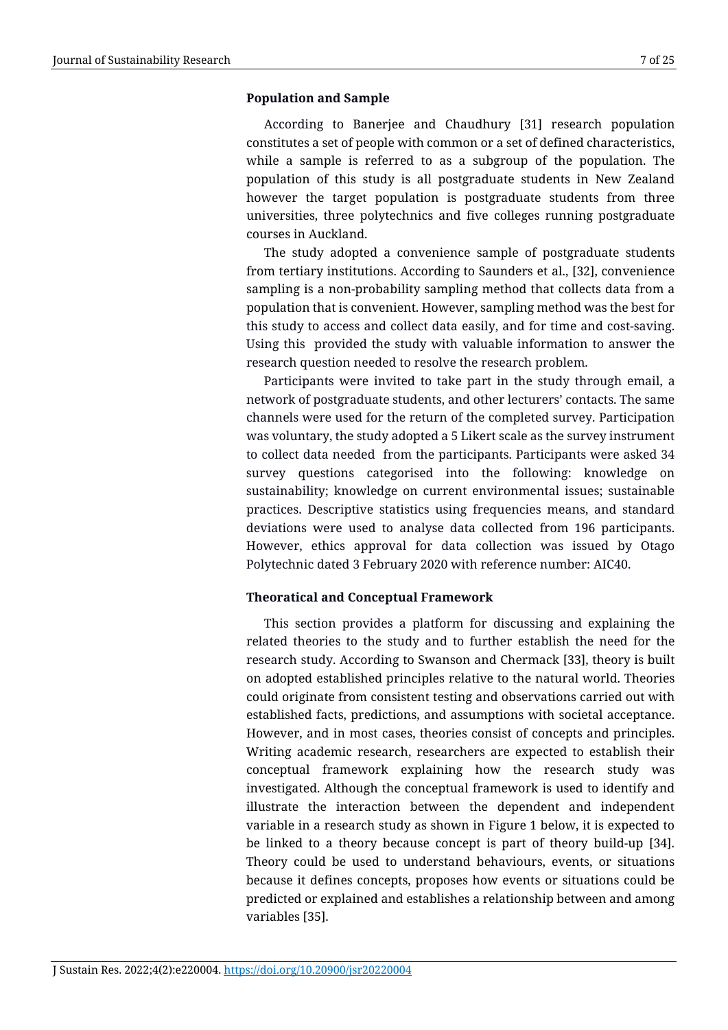**Population and Sample**

According to Banerjee and Chaudhury [31] research population constitutes a set of people with common or a set of defined characteristics, while a sample is referred to as a subgroup of the population. The population of this study is all postgraduate students in New Zealand however the target population is postgraduate students from three universities, three polytechnics and five colleges running postgraduate courses in Auckland.

The study adopted a convenience sample of postgraduate students from tertiary institutions. According to Saunders et al., [32], convenience sampling is a non-probability sampling method that collects data from a population that is convenient. However, sampling method was the best for this study to access and collect data easily, and for time and cost-saving. Using this provided the study with valuable information to answer the research question needed to resolve the research problem.

Participants were invited to take part in the study through email, a network of postgraduate students, and other lecturers' contacts. The same channels were used for the return of the completed survey. Participation was voluntary, the study adopted a 5 Likert scale as the survey instrument to collect data needed from the participants. Participants were asked 34 survey questions categorised into the following: knowledge on sustainability; knowledge on current environmental issues; sustainable practices. Descriptive statistics using frequencies means, and standard deviations were used to analyse data collected from 196 participants. However, ethics approval for data collection was issued by Otago Polytechnic dated 3 February 2020 with reference number: AIC40.

**Theoratical and Conceptual Framework**

This section provides a platform for discussing and explaining the related theories to the study and to further establish the need for the research study. According to Swanson and Chermack [33], theory is built on adopted established principles relative to the natural world. Theories could originate from consistent testing and observations carried out with established facts, predictions, and assumptions with societal acceptance. However, and in most cases, theories consist of concepts and principles. Writing academic research, researchers are expected to establish their conceptual framework explaining how the research study was investigated. Although the conceptual framework is used to identify and illustrate the interaction between the dependent and independent variable in a research study as shown in Figure 1 below, it is expected to be linked to a theory because concept is part of theory build-up [34]. Theory could be used to understand behaviours, events, or situations because it defines concepts, proposes how events or situations could be predicted or explained and establishes a relationship between and among variables [35].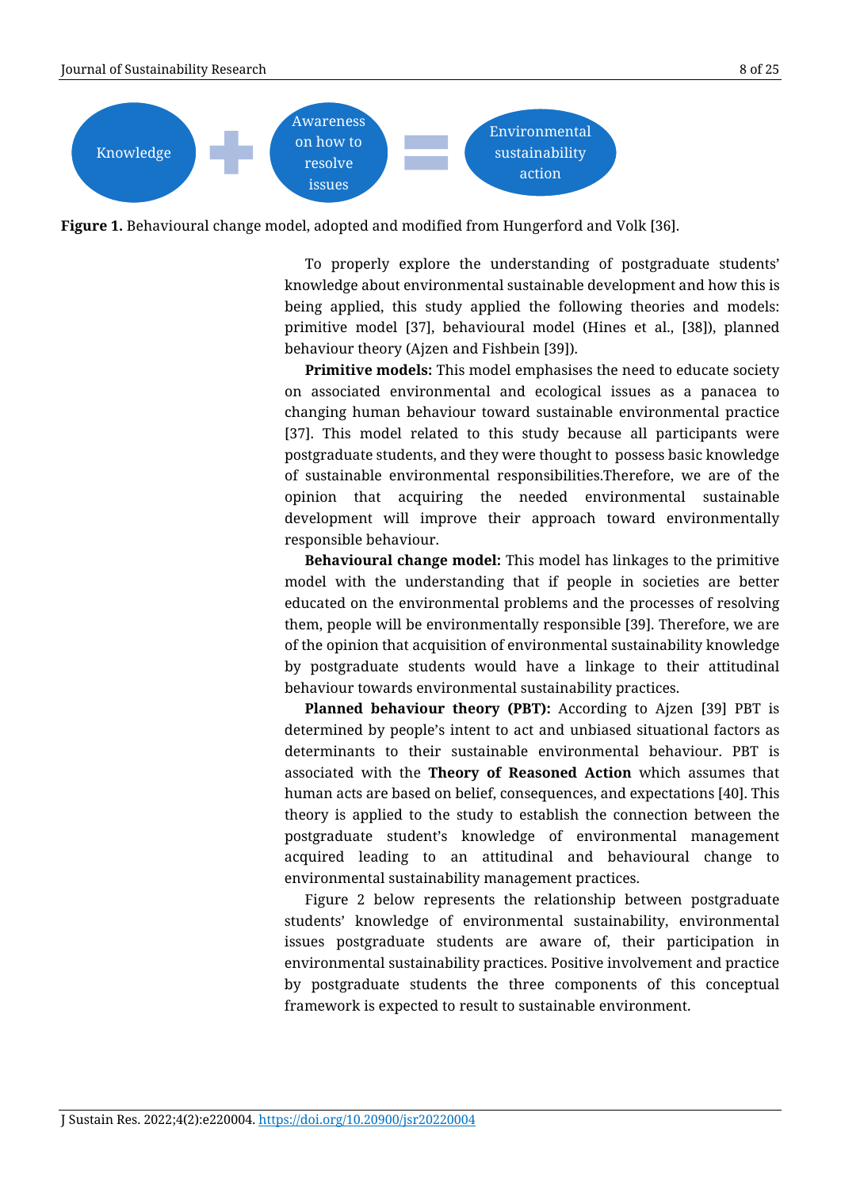Knowledge + Awareness on how to resolve issues = Environmental sustainability action

**Figure 1.** Behavioural change model, adopted and modified from Hungerford and Volk [36].

To properly explore the understanding of postgraduate students' knowledge about environmental sustainable development and how this is being applied, this study applied the following theories and models: primitive model [37], behavioural model (Hines et al., [38]), planned behaviour theory (Ajzen and Fishbein [39]).

**Primitive models:** This model emphasises the need to educate society on associated environmental and ecological issues as a panacea to changing human behaviour toward sustainable environmental practice [37]. This model related to this study because all participants were postgraduate students, and they were thought to possess basic knowledge of sustainable environmental responsibilities.Therefore, we are of the opinion that acquiring the needed environmental sustainable development will improve their approach toward environmentally responsible behaviour.

**Behavioural change model:** This model has linkages to the primitive model with the understanding that if people in societies are better educated on the environmental problems and the processes of resolving them, people will be environmentally responsible [39]. Therefore, we are of the opinion that acquisition of environmental sustainability knowledge by postgraduate students would have a linkage to their attitudinal behaviour towards environmental sustainability practices.

**Planned behaviour theory (PBT):** According to Ajzen [39] PBT is determined by people's intent to act and unbiased situational factors as determinants to their sustainable environmental behaviour. PBT is associated with the **Theory of Reasoned Action** which assumes that human acts are based on belief, consequences, and expectations [40]. This theory is applied to the study to establish the connection between the postgraduate student's knowledge of environmental management acquired leading to an attitudinal and behavioural change to environmental sustainability management practices.

Figure 2 below represents the relationship between postgraduate students' knowledge of environmental sustainability, environmental issues postgraduate students are aware of, their participation in environmental sustainability practices. Positive involvement and practice by postgraduate students the three components of this conceptual framework is expected to result to sustainable environment.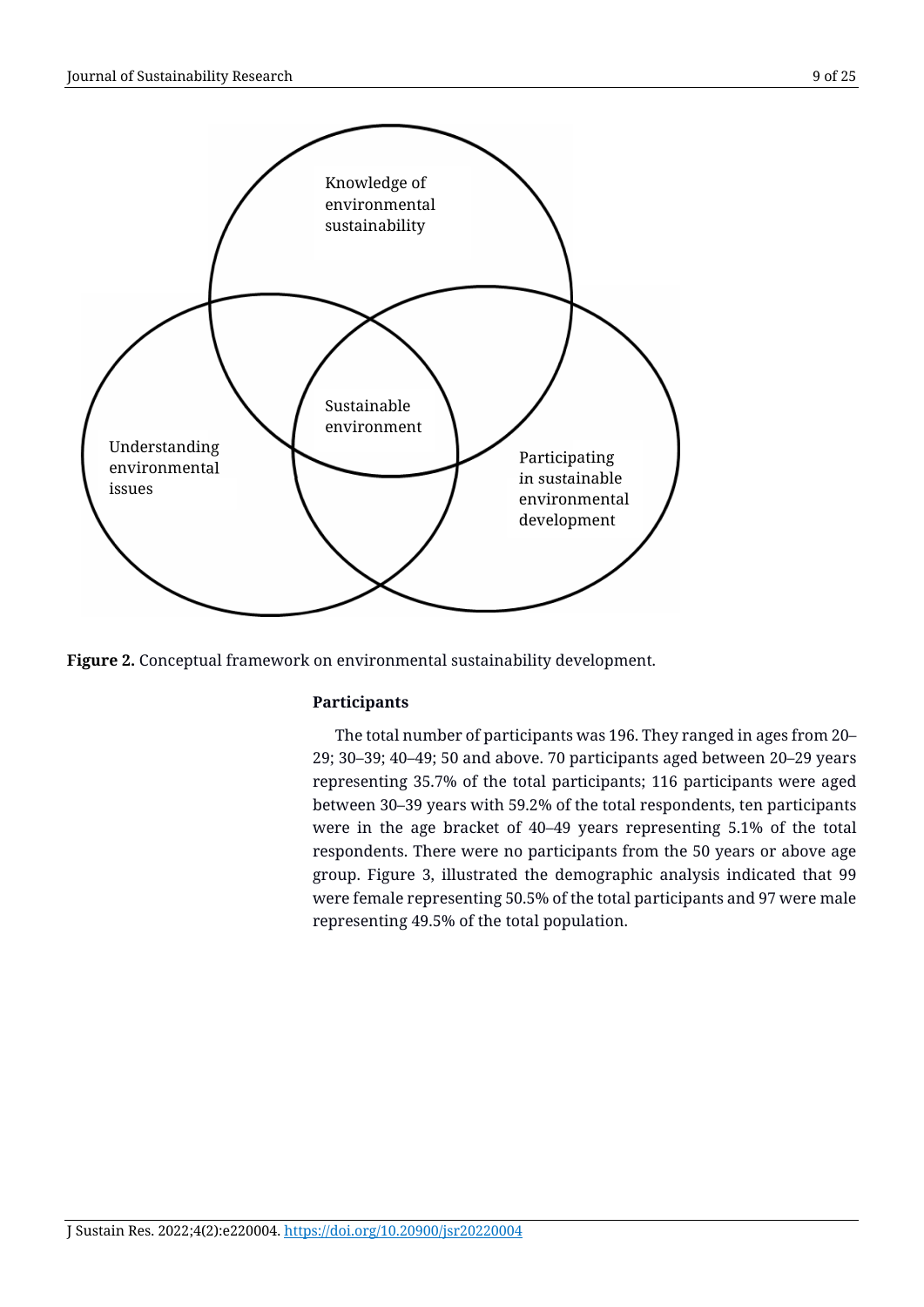Knowledge of environmental sustainability

Understanding environmental issues

Sustainable environment

Participating in sustainable environmental development

**Figure 2.** Conceptual framework on environmental sustainability development.

**Participants**

The total number of participants was 196. They ranged in ages from 20–29; 30–39; 40–49; 50 and above. 70 participants aged between 20–29 years representing 35.7% of the total participants; 116 participants were aged between 30–39 years with 59.2% of the total respondents, ten participants were in the age bracket of 40–49 years representing 5.1% of the total respondents. There were no participants from the 50 years or above age group. Figure 3, illustrated the demographic analysis indicated that 99 were female representing 50.5% of the total participants and 97 were male representing 49.5% of the total population.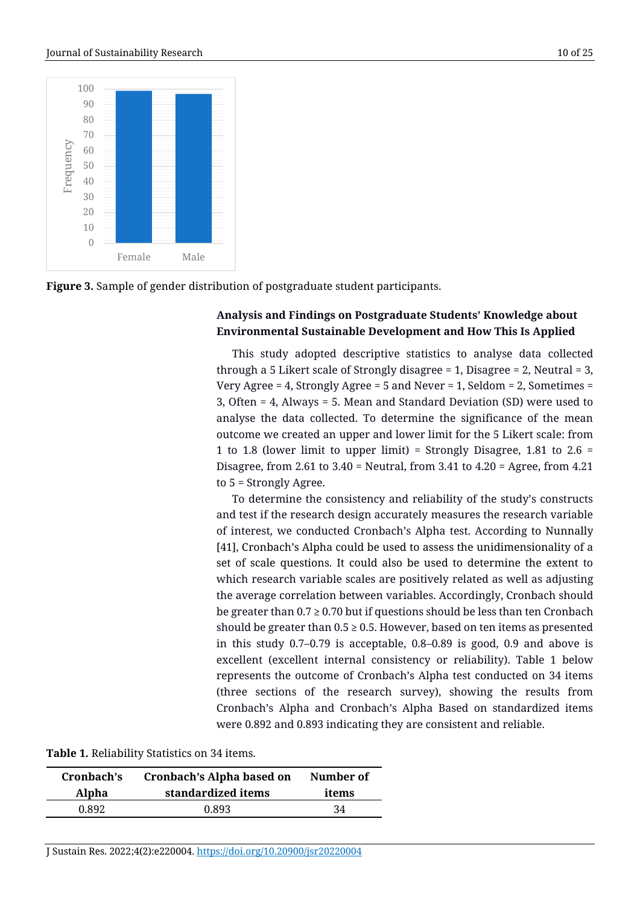**Figure 3.** Sample of gender distribution of postgraduate student participants.

### Analysis and Findings on Postgraduate Students' Knowledge about Environmental Sustainable Development and How This Is Applied

This study adopted descriptive statistics to analyse data collected through a 5 Likert scale of Strongly disagree = 1, Disagree = 2, Neutral = 3, Very Agree = 4, Strongly Agree = 5 and Never = 1, Seldom = 2, Sometimes = 3, Often = 4, Always = 5. Mean and Standard Deviation (SD) were used to analyse the data collected. To determine the significance of the mean outcome we created an upper and lower limit for the 5 Likert scale: from 1 to 1.8 (lower limit to upper limit) = Strongly Disagree, 1.81 to 2.6 = Disagree, from 2.61 to 3.40 = Neutral, from 3.41 to 4.20 = Agree, from 4.21 to 5 = Strongly Agree.

To determine the consistency and reliability of the study's constructs and test if the research design accurately measures the research variable of interest, we conducted Cronbach's Alpha test. According to Nunnally [41], Cronbach's Alpha could be used to assess the unidimensionality of a set of scale questions. It could also be used to determine the extent to which research variable scales are positively related as well as adjusting the average correlation between variables. Accordingly, Cronbach should be greater than 0.7 ≥ 0.70 but if questions should be less than ten Cronbach should be greater than 0.5 ≥ 0.5. However, based on ten items as presented in this study 0.7–0.79 is acceptable, 0.8–0.89 is good, 0.9 and above is excellent (excellent internal consistency or reliability). Table 1 below represents the outcome of Cronbach's Alpha test conducted on 34 items (three sections of the research survey), showing the results from Cronbach's Alpha and Cronbach's Alpha Based on standardized items were 0.892 and 0.893 indicating they are consistent and reliable.

**Table 1.** Reliability Statistics on 34 items.

| Cronbach's Alpha | Cronbach's Alpha based on standardized items | Number of items |
|---|---|---|
| 0.892 | 0.893 | 34 |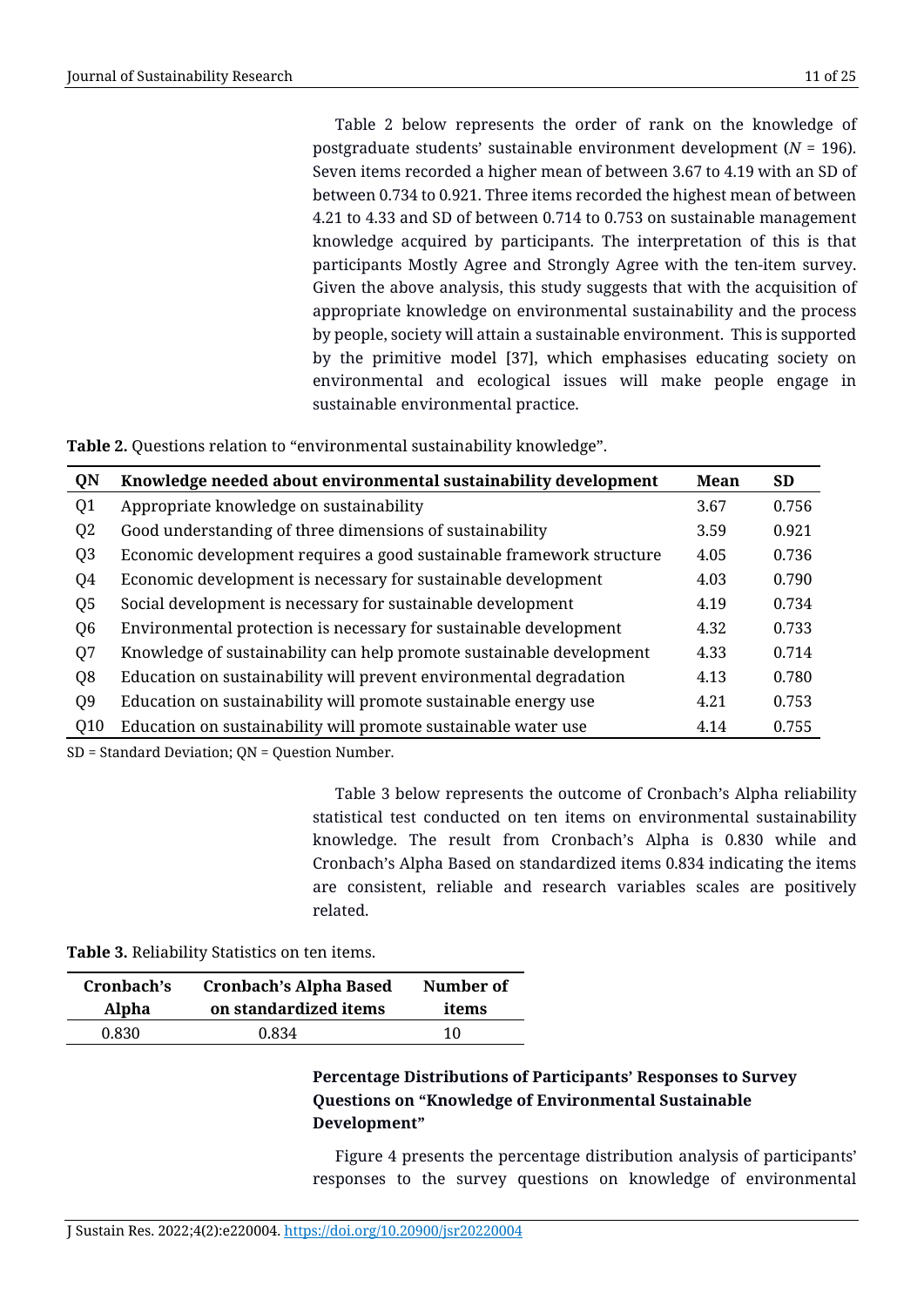Table 2 below represents the order of rank on the knowledge of postgraduate students' sustainable environment development ($N$ = 196). Seven items recorded a higher mean of between 3.67 to 4.19 with an SD of between 0.734 to 0.921. Three items recorded the highest mean of between 4.21 to 4.33 and SD of between 0.714 to 0.753 on sustainable management knowledge acquired by participants. The interpretation of this is that participants Mostly Agree and Strongly Agree with the ten-item survey. Given the above analysis, this study suggests that with the acquisition of appropriate knowledge on environmental sustainability and the process by people, society will attain a sustainable environment. This is supported by the primitive model [37], which emphasises educating society on environmental and ecological issues will make people engage in sustainable environmental practice.

**Table 2.** Questions relation to "environmental sustainability knowledge".

| QN | Knowledge needed about environmental sustainability development | Mean | SD |
|---|---|---|---|
| Q1 | Appropriate knowledge on sustainability | 3.67 | 0.756 |
| Q2 | Good understanding of three dimensions of sustainability | 3.59 | 0.921 |
| Q3 | Economic development requires a good sustainable framework structure | 4.05 | 0.736 |
| Q4 | Economic development is necessary for sustainable development | 4.03 | 0.790 |
| Q5 | Social development is necessary for sustainable development | 4.19 | 0.734 |
| Q6 | Environmental protection is necessary for sustainable development | 4.32 | 0.733 |
| Q7 | Knowledge of sustainability can help promote sustainable development | 4.33 | 0.714 |
| Q8 | Education on sustainability will prevent environmental degradation | 4.13 | 0.780 |
| Q9 | Education on sustainability will promote sustainable energy use | 4.21 | 0.753 |
| Q10 | Education on sustainability will promote sustainable water use | 4.14 | 0.755 |

SD = Standard Deviation; QN = Question Number.

Table 3 below represents the outcome of Cronbach's Alpha reliability statistical test conducted on ten items on environmental sustainability knowledge. The result from Cronbach's Alpha is 0.830 while and Cronbach's Alpha Based on standardized items 0.834 indicating the items are consistent, reliable and research variables scales are positively related.

**Table 3.** Reliability Statistics on ten items.

| Cronbach's Alpha | Cronbach's Alpha Based on standardized items | Number of items |
|---|---|---|
| 0.830 | 0.834 | 10 |

**Percentage Distributions of Participants' Responses to Survey Questions on "Knowledge of Environmental Sustainable Development"**

Figure 4 presents the percentage distribution analysis of participants' responses to the survey questions on knowledge of environmental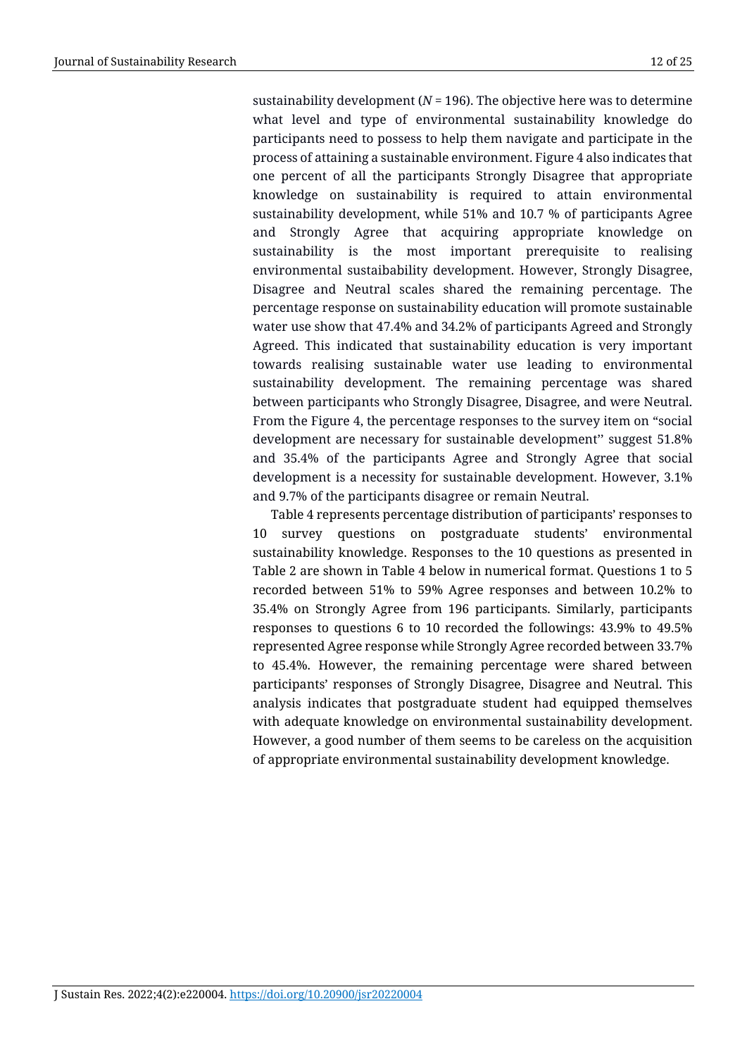sustainability development (*N* = 196). The objective here was to determine what level and type of environmental sustainability knowledge do participants need to possess to help them navigate and participate in the process of attaining a sustainable environment. Figure 4 also indicates that one percent of all the participants Strongly Disagree that appropriate knowledge on sustainability is required to attain environmental sustainability development, while 51% and 10.7 % of participants Agree and Strongly Agree that acquiring appropriate knowledge on sustainability is the most important prerequisite to realising environmental sustaibability development. However, Strongly Disagree, Disagree and Neutral scales shared the remaining percentage. The percentage response on sustainability education will promote sustainable water use show that 47.4% and 34.2% of participants Agreed and Strongly Agreed. This indicated that sustainability education is very important towards realising sustainable water use leading to environmental sustainability development. The remaining percentage was shared between participants who Strongly Disagree, Disagree, and were Neutral. From the Figure 4, the percentage responses to the survey item on "social development are necessary for sustainable development'' suggest 51.8% and 35.4% of the participants Agree and Strongly Agree that social development is a necessity for sustainable development. However, 3.1% and 9.7% of the participants disagree or remain Neutral.

Table 4 represents percentage distribution of participants' responses to 10 survey questions on postgraduate students' environmental sustainability knowledge. Responses to the 10 questions as presented in Table 2 are shown in Table 4 below in numerical format. Questions 1 to 5 recorded between 51% to 59% Agree responses and between 10.2% to 35.4% on Strongly Agree from 196 participants. Similarly, participants responses to questions 6 to 10 recorded the followings: 43.9% to 49.5% represented Agree response while Strongly Agree recorded between 33.7% to 45.4%. However, the remaining percentage were shared between participants' responses of Strongly Disagree, Disagree and Neutral. This analysis indicates that postgraduate student had equipped themselves with adequate knowledge on environmental sustainability development. However, a good number of them seems to be careless on the acquisition of appropriate environmental sustainability development knowledge.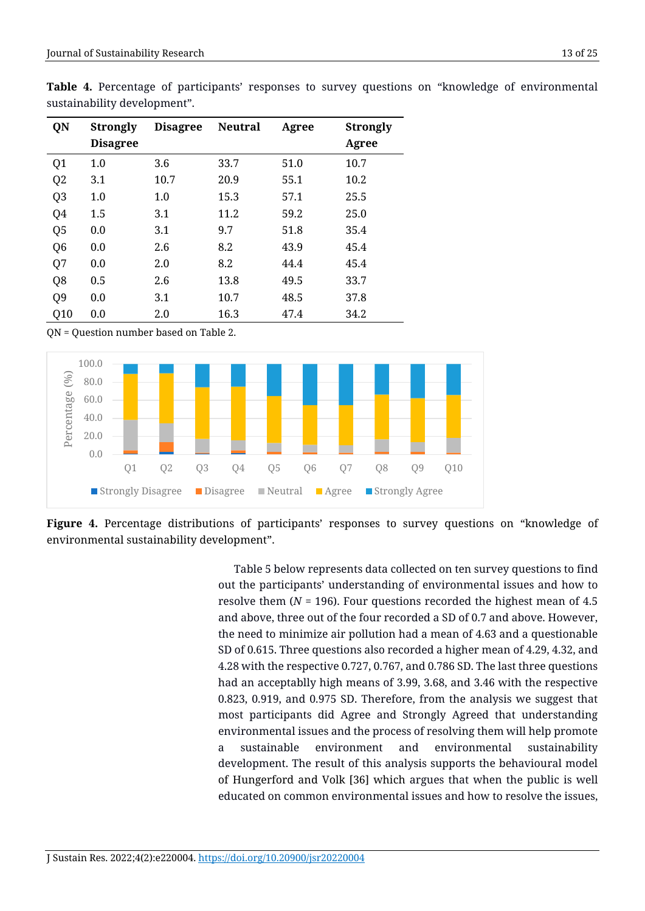**Table 4.** Percentage of participants' responses to survey questions on "knowledge of environmental sustainability development".

| QN | Strongly Disagree | Disagree | Neutral | Agree | Strongly Agree |
|---|---|---|---|---|---|
| Q1 | 1.0 | 3.6 | 33.7 | 51.0 | 10.7 |
| Q2 | 3.1 | 10.7 | 20.9 | 55.1 | 10.2 |
| Q3 | 1.0 | 1.0 | 15.3 | 57.1 | 25.5 |
| Q4 | 1.5 | 3.1 | 11.2 | 59.2 | 25.0 |
| Q5 | 0.0 | 3.1 | 9.7 | 51.8 | 35.4 |
| Q6 | 0.0 | 2.6 | 8.2 | 43.9 | 45.4 |
| Q7 | 0.0 | 2.0 | 8.2 | 44.4 | 45.4 |
| Q8 | 0.5 | 2.6 | 13.8 | 49.5 | 33.7 |
| Q9 | 0.0 | 3.1 | 10.7 | 48.5 | 37.8 |
| Q10 | 0.0 | 2.0 | 16.3 | 47.4 | 34.2 |

QN = Question number based on Table 2.

**Figure 4.** Percentage distributions of participants' responses to survey questions on "knowledge of environmental sustainability development".

Table 5 below represents data collected on ten survey questions to find out the participants' understanding of environmental issues and how to resolve them ($N$ = 196). Four questions recorded the highest mean of 4.5 and above, three out of the four recorded a SD of 0.7 and above. However, the need to minimize air pollution had a mean of 4.63 and a questionable SD of 0.615. Three questions also recorded a higher mean of 4.29, 4.32, and 4.28 with the respective 0.727, 0.767, and 0.786 SD. The last three questions had an acceptablly high means of 3.99, 3.68, and 3.46 with the respective 0.823, 0.919, and 0.975 SD. Therefore, from the analysis we suggest that most participants did Agree and Strongly Agreed that understanding environmental issues and the process of resolving them will help promote a sustainable environment and environmental sustainability development. The result of this analysis supports the behavioural model of Hungerford and Volk [36] which argues that when the public is well educated on common environmental issues and how to resolve the issues,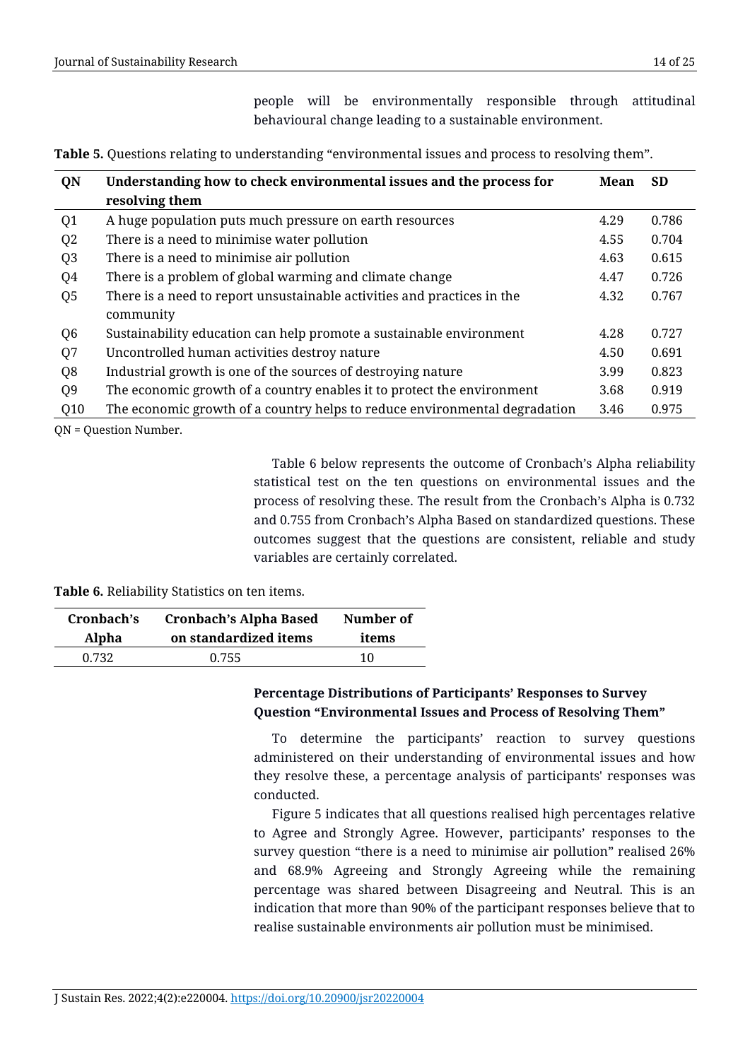people will be environmentally responsible through attitudinal behavioural change leading to a sustainable environment.

**Table 5.** Questions relating to understanding "environmental issues and process to resolving them".

| QN | Understanding how to check environmental issues and the process for resolving them | Mean | SD |
|---|---|---|---|
| Q1 | A huge population puts much pressure on earth resources | 4.29 | 0.786 |
| Q2 | There is a need to minimise water pollution | 4.55 | 0.704 |
| Q3 | There is a need to minimise air pollution | 4.63 | 0.615 |
| Q4 | There is a problem of global warming and climate change | 4.47 | 0.726 |
| Q5 | There is a need to report unsustainable activities and practices in the community | 4.32 | 0.767 |
| Q6 | Sustainability education can help promote a sustainable environment | 4.28 | 0.727 |
| Q7 | Uncontrolled human activities destroy nature | 4.50 | 0.691 |
| Q8 | Industrial growth is one of the sources of destroying nature | 3.99 | 0.823 |
| Q9 | The economic growth of a country enables it to protect the environment | 3.68 | 0.919 |
| Q10 | The economic growth of a country helps to reduce environmental degradation | 3.46 | 0.975 |

QN = Question Number.

Table 6 below represents the outcome of Cronbach's Alpha reliability statistical test on the ten questions on environmental issues and the process of resolving these. The result from the Cronbach's Alpha is 0.732 and 0.755 from Cronbach's Alpha Based on standardized questions. These outcomes suggest that the questions are consistent, reliable and study variables are certainly correlated.

**Table 6.** Reliability Statistics on ten items.

| Cronbach's Alpha | Cronbach's Alpha Based on standardized items | Number of items |
|---|---|---|
| 0.732 | 0.755 | 10 |

**Percentage Distributions of Participants' Responses to Survey Question "Environmental Issues and Process of Resolving Them"**

To determine the participants' reaction to survey questions administered on their understanding of environmental issues and how they resolve these, a percentage analysis of participants' responses was conducted.

Figure 5 indicates that all questions realised high percentages relative to Agree and Strongly Agree. However, participants' responses to the survey question "there is a need to minimise air pollution" realised 26% and 68.9% Agreeing and Strongly Agreeing while the remaining percentage was shared between Disagreeing and Neutral. This is an indication that more than 90% of the participant responses believe that to realise sustainable environments air pollution must be minimised.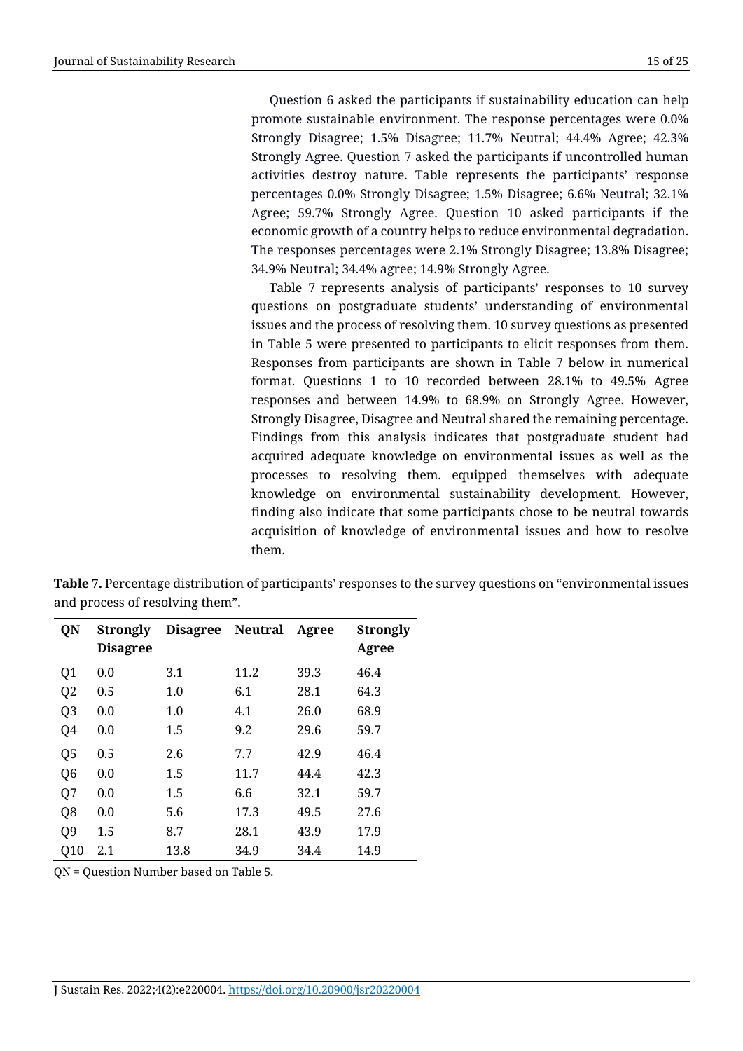Question 6 asked the participants if sustainability education can help promote sustainable environment. The response percentages were 0.0% Strongly Disagree; 1.5% Disagree; 11.7% Neutral; 44.4% Agree; 42.3% Strongly Agree. Question 7 asked the participants if uncontrolled human activities destroy nature. Table represents the participants' response percentages 0.0% Strongly Disagree; 1.5% Disagree; 6.6% Neutral; 32.1% Agree; 59.7% Strongly Agree. Question 10 asked participants if the economic growth of a country helps to reduce environmental degradation. The responses percentages were 2.1% Strongly Disagree; 13.8% Disagree; 34.9% Neutral; 34.4% agree; 14.9% Strongly Agree.

Table 7 represents analysis of participants' responses to 10 survey questions on postgraduate students' understanding of environmental issues and the process of resolving them. 10 survey questions as presented in Table 5 were presented to participants to elicit responses from them. Responses from participants are shown in Table 7 below in numerical format. Questions 1 to 10 recorded between 28.1% to 49.5% Agree responses and between 14.9% to 68.9% on Strongly Agree. However, Strongly Disagree, Disagree and Neutral shared the remaining percentage. Findings from this analysis indicates that postgraduate student had acquired adequate knowledge on environmental issues as well as the processes to resolving them. equipped themselves with adequate knowledge on environmental sustainability development. However, finding also indicate that some participants chose to be neutral towards acquisition of knowledge of environmental issues and how to resolve them.

**Table 7.** Percentage distribution of participants' responses to the survey questions on "environmental issues and process of resolving them".

| QN | Strongly Disagree | Disagree | Neutral | Agree | Strongly Agree |
|---|---|---|---|---|---|
| Q1 | 0.0 | 3.1 | 11.2 | 39.3 | 46.4 |
| Q2 | 0.5 | 1.0 | 6.1 | 28.1 | 64.3 |
| Q3 | 0.0 | 1.0 | 4.1 | 26.0 | 68.9 |
| Q4 | 0.0 | 1.5 | 9.2 | 29.6 | 59.7 |
| Q5 | 0.5 | 2.6 | 7.7 | 42.9 | 46.4 |
| Q6 | 0.0 | 1.5 | 11.7 | 44.4 | 42.3 |
| Q7 | 0.0 | 1.5 | 6.6 | 32.1 | 59.7 |
| Q8 | 0.0 | 5.6 | 17.3 | 49.5 | 27.6 |
| Q9 | 1.5 | 8.7 | 28.1 | 43.9 | 17.9 |
| Q10 | 2.1 | 13.8 | 34.9 | 34.4 | 14.9 |

QN = Question Number based on Table 5.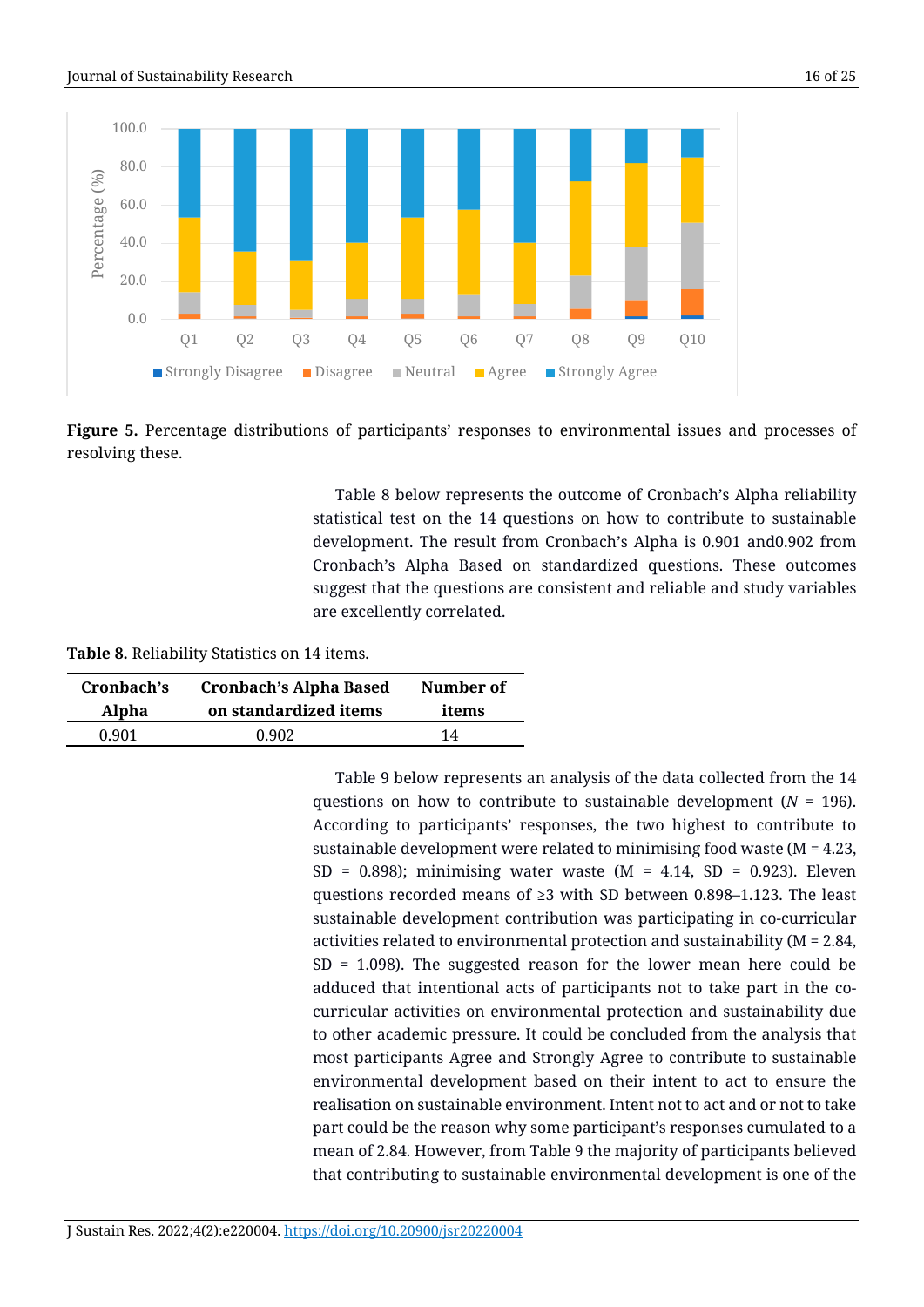**Figure 5.** Percentage distributions of participants' responses to environmental issues and processes of resolving these.

Table 8 below represents the outcome of Cronbach's Alpha reliability statistical test on the 14 questions on how to contribute to sustainable development. The result from Cronbach's Alpha is 0.901 and0.902 from Cronbach's Alpha Based on standardized questions. These outcomes suggest that the questions are consistent and reliable and study variables are excellently correlated.

**Table 8.** Reliability Statistics on 14 items.

| Cronbach's Alpha | Cronbach's Alpha Based on standardized items | Number of items |
|---|---|---|
| 0.901 | 0.902 | 14 |

Table 9 below represents an analysis of the data collected from the 14 questions on how to contribute to sustainable development ($N$ = 196). According to participants' responses, the two highest to contribute to sustainable development were related to minimising food waste (M = 4.23, SD = 0.898); minimising water waste (M = 4.14, SD = 0.923). Eleven questions recorded means of ≥3 with SD between 0.898–1.123. The least sustainable development contribution was participating in co-curricular activities related to environmental protection and sustainability (M = 2.84, SD = 1.098). The suggested reason for the lower mean here could be adduced that intentional acts of participants not to take part in the co-curricular activities on environmental protection and sustainability due to other academic pressure. It could be concluded from the analysis that most participants Agree and Strongly Agree to contribute to sustainable environmental development based on their intent to act to ensure the realisation on sustainable environment. Intent not to act and or not to take part could be the reason why some participant's responses cumulated to a mean of 2.84. However, from Table 9 the majority of participants believed that contributing to sustainable environmental development is one of the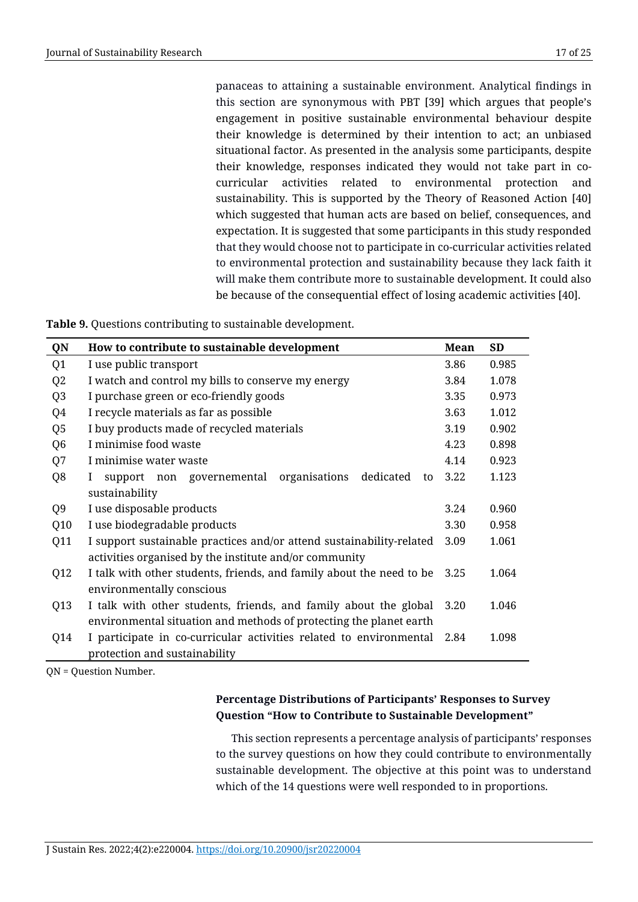panaceas to attaining a sustainable environment. Analytical findings in this section are synonymous with PBT [39] which argues that people's engagement in positive sustainable environmental behaviour despite their knowledge is determined by their intention to act; an unbiased situational factor. As presented in the analysis some participants, despite their knowledge, responses indicated they would not take part in co-curricular activities related to environmental protection and sustainability. This is supported by the Theory of Reasoned Action [40] which suggested that human acts are based on belief, consequences, and expectation. It is suggested that some participants in this study responded that they would choose not to participate in co-curricular activities related to environmental protection and sustainability because they lack faith it will make them contribute more to sustainable development. It could also be because of the consequential effect of losing academic activities [40].

**Table 9.** Questions contributing to sustainable development.

| QN | How to contribute to sustainable development | Mean | SD |
|---|---|---|---|
| Q1 | I use public transport | 3.86 | 0.985 |
| Q2 | I watch and control my bills to conserve my energy | 3.84 | 1.078 |
| Q3 | I purchase green or eco-friendly goods | 3.35 | 0.973 |
| Q4 | I recycle materials as far as possible | 3.63 | 1.012 |
| Q5 | I buy products made of recycled materials | 3.19 | 0.902 |
| Q6 | I minimise food waste | 4.23 | 0.898 |
| Q7 | I minimise water waste | 4.14 | 0.923 |
| Q8 | I support non governemental organisations dedicated to sustainability | 3.22 | 1.123 |
| Q9 | I use disposable products | 3.24 | 0.960 |
| Q10 | I use biodegradable products | 3.30 | 0.958 |
| Q11 | I support sustainable practices and/or attend sustainability-related activities organised by the institute and/or community | 3.09 | 1.061 |
| Q12 | I talk with other students, friends, and family about the need to be environmentally conscious | 3.25 | 1.064 |
| Q13 | I talk with other students, friends, and family about the global environmental situation and methods of protecting the planet earth | 3.20 | 1.046 |
| Q14 | I participate in co-curricular activities related to environmental protection and sustainability | 2.84 | 1.098 |

QN = Question Number.

#### Percentage Distributions of Participants' Responses to Survey Question "How to Contribute to Sustainable Development"

This section represents a percentage analysis of participants' responses to the survey questions on how they could contribute to environmentally sustainable development. The objective at this point was to understand which of the 14 questions were well responded to in proportions.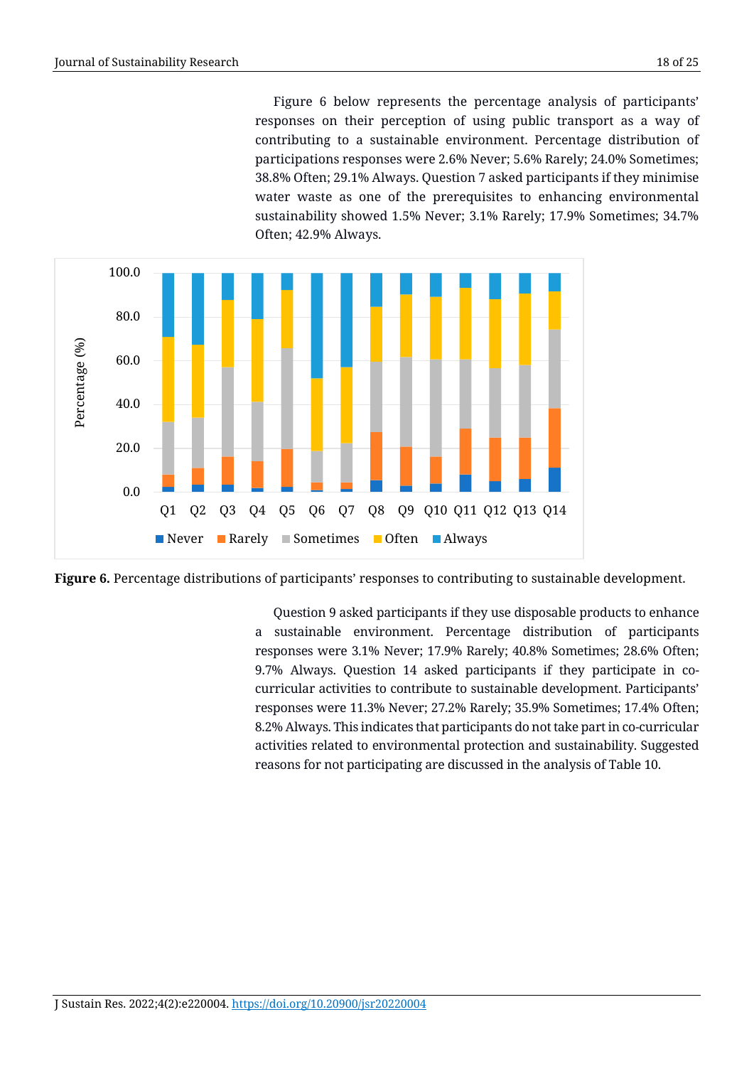Figure 6 below represents the percentage analysis of participants' responses on their perception of using public transport as a way of contributing to a sustainable environment. Percentage distribution of participations responses were 2.6% Never; 5.6% Rarely; 24.0% Sometimes; 38.8% Often; 29.1% Always. Question 7 asked participants if they minimise water waste as one of the prerequisites to enhancing environmental sustainability showed 1.5% Never; 3.1% Rarely; 17.9% Sometimes; 34.7% Often; 42.9% Always.

**Figure 6.** Percentage distributions of participants' responses to contributing to sustainable development.

Question 9 asked participants if they use disposable products to enhance a sustainable environment. Percentage distribution of participants responses were 3.1% Never; 17.9% Rarely; 40.8% Sometimes; 28.6% Often; 9.7% Always. Question 14 asked participants if they participate in co-curricular activities to contribute to sustainable development. Participants' responses were 11.3% Never; 27.2% Rarely; 35.9% Sometimes; 17.4% Often; 8.2% Always. This indicates that participants do not take part in co-curricular activities related to environmental protection and sustainability. Suggested reasons for not participating are discussed in the analysis of Table 10.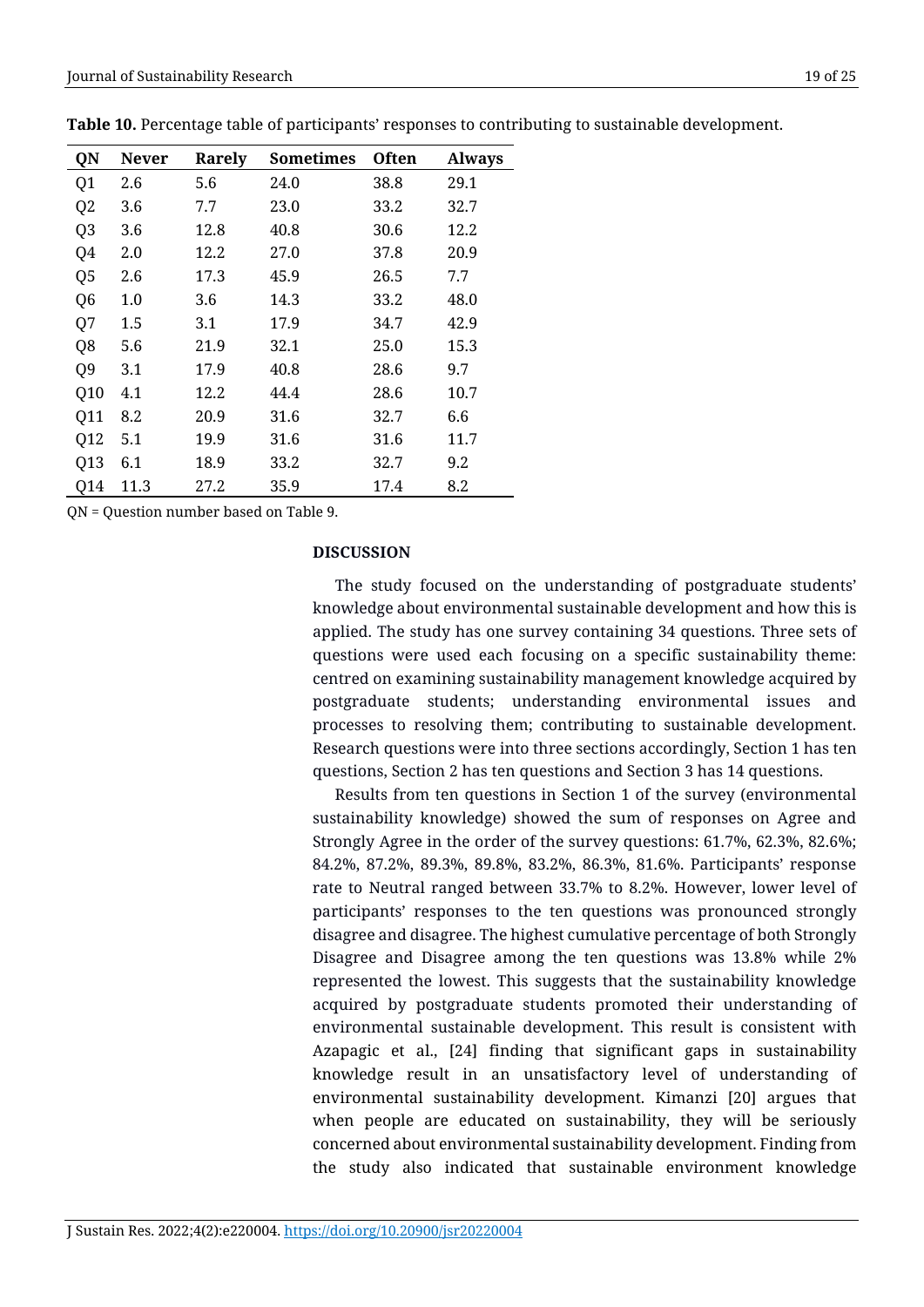**Table 10.** Percentage table of participants' responses to contributing to sustainable development.

| QN | Never | Rarely | Sometimes | Often | Always |
|---|---|---|---|---|---|
| Q1 | 2.6 | 5.6 | 24.0 | 38.8 | 29.1 |
| Q2 | 3.6 | 7.7 | 23.0 | 33.2 | 32.7 |
| Q3 | 3.6 | 12.8 | 40.8 | 30.6 | 12.2 |
| Q4 | 2.0 | 12.2 | 27.0 | 37.8 | 20.9 |
| Q5 | 2.6 | 17.3 | 45.9 | 26.5 | 7.7 |
| Q6 | 1.0 | 3.6 | 14.3 | 33.2 | 48.0 |
| Q7 | 1.5 | 3.1 | 17.9 | 34.7 | 42.9 |
| Q8 | 5.6 | 21.9 | 32.1 | 25.0 | 15.3 |
| Q9 | 3.1 | 17.9 | 40.8 | 28.6 | 9.7 |
| Q10 | 4.1 | 12.2 | 44.4 | 28.6 | 10.7 |
| Q11 | 8.2 | 20.9 | 31.6 | 32.7 | 6.6 |
| Q12 | 5.1 | 19.9 | 31.6 | 31.6 | 11.7 |
| Q13 | 6.1 | 18.9 | 33.2 | 32.7 | 9.2 |
| Q14 | 11.3 | 27.2 | 35.9 | 17.4 | 8.2 |

QN = Question number based on Table 9.

## DISCUSSION

The study focused on the understanding of postgraduate students' knowledge about environmental sustainable development and how this is applied. The study has one survey containing 34 questions. Three sets of questions were used each focusing on a specific sustainability theme: centred on examining sustainability management knowledge acquired by postgraduate students; understanding environmental issues and processes to resolving them; contributing to sustainable development. Research questions were into three sections accordingly, Section 1 has ten questions, Section 2 has ten questions and Section 3 has 14 questions.

Results from ten questions in Section 1 of the survey (environmental sustainability knowledge) showed the sum of responses on Agree and Strongly Agree in the order of the survey questions: 61.7%, 62.3%, 82.6%; 84.2%, 87.2%, 89.3%, 89.8%, 83.2%, 86.3%, 81.6%. Participants' response rate to Neutral ranged between 33.7% to 8.2%. However, lower level of participants' responses to the ten questions was pronounced strongly disagree and disagree. The highest cumulative percentage of both Strongly Disagree and Disagree among the ten questions was 13.8% while 2% represented the lowest. This suggests that the sustainability knowledge acquired by postgraduate students promoted their understanding of environmental sustainable development. This result is consistent with Azapagic et al., [24] finding that significant gaps in sustainability knowledge result in an unsatisfactory level of understanding of environmental sustainability development. Kimanzi [20] argues that when people are educated on sustainability, they will be seriously concerned about environmental sustainability development. Finding from the study also indicated that sustainable environment knowledge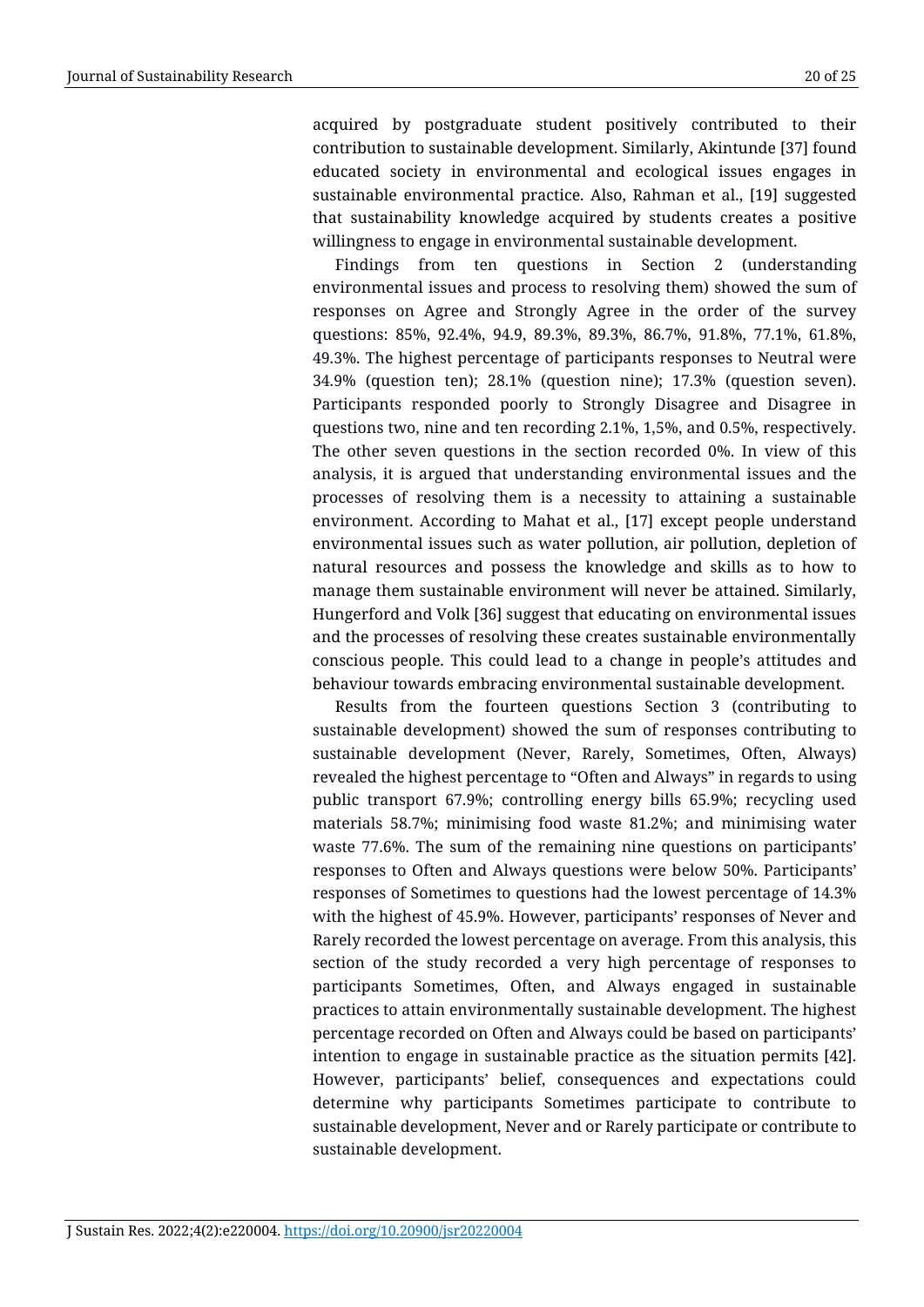acquired by postgraduate student positively contributed to their contribution to sustainable development. Similarly, Akintunde [37] found educated society in environmental and ecological issues engages in sustainable environmental practice. Also, Rahman et al., [19] suggested that sustainability knowledge acquired by students creates a positive willingness to engage in environmental sustainable development.

Findings from ten questions in Section 2 (understanding environmental issues and process to resolving them) showed the sum of responses on Agree and Strongly Agree in the order of the survey questions: 85%, 92.4%, 94.9, 89.3%, 89.3%, 86.7%, 91.8%, 77.1%, 61.8%, 49.3%. The highest percentage of participants responses to Neutral were 34.9% (question ten); 28.1% (question nine); 17.3% (question seven). Participants responded poorly to Strongly Disagree and Disagree in questions two, nine and ten recording 2.1%, 1,5%, and 0.5%, respectively. The other seven questions in the section recorded 0%. In view of this analysis, it is argued that understanding environmental issues and the processes of resolving them is a necessity to attaining a sustainable environment. According to Mahat et al., [17] except people understand environmental issues such as water pollution, air pollution, depletion of natural resources and possess the knowledge and skills as to how to manage them sustainable environment will never be attained. Similarly, Hungerford and Volk [36] suggest that educating on environmental issues and the processes of resolving these creates sustainable environmentally conscious people. This could lead to a change in people's attitudes and behaviour towards embracing environmental sustainable development.

Results from the fourteen questions Section 3 (contributing to sustainable development) showed the sum of responses contributing to sustainable development (Never, Rarely, Sometimes, Often, Always) revealed the highest percentage to "Often and Always" in regards to using public transport 67.9%; controlling energy bills 65.9%; recycling used materials 58.7%; minimising food waste 81.2%; and minimising water waste 77.6%. The sum of the remaining nine questions on participants' responses to Often and Always questions were below 50%. Participants' responses of Sometimes to questions had the lowest percentage of 14.3% with the highest of 45.9%. However, participants' responses of Never and Rarely recorded the lowest percentage on average. From this analysis, this section of the study recorded a very high percentage of responses to participants Sometimes, Often, and Always engaged in sustainable practices to attain environmentally sustainable development. The highest percentage recorded on Often and Always could be based on participants' intention to engage in sustainable practice as the situation permits [42]. However, participants' belief, consequences and expectations could determine why participants Sometimes participate to contribute to sustainable development, Never and or Rarely participate or contribute to sustainable development.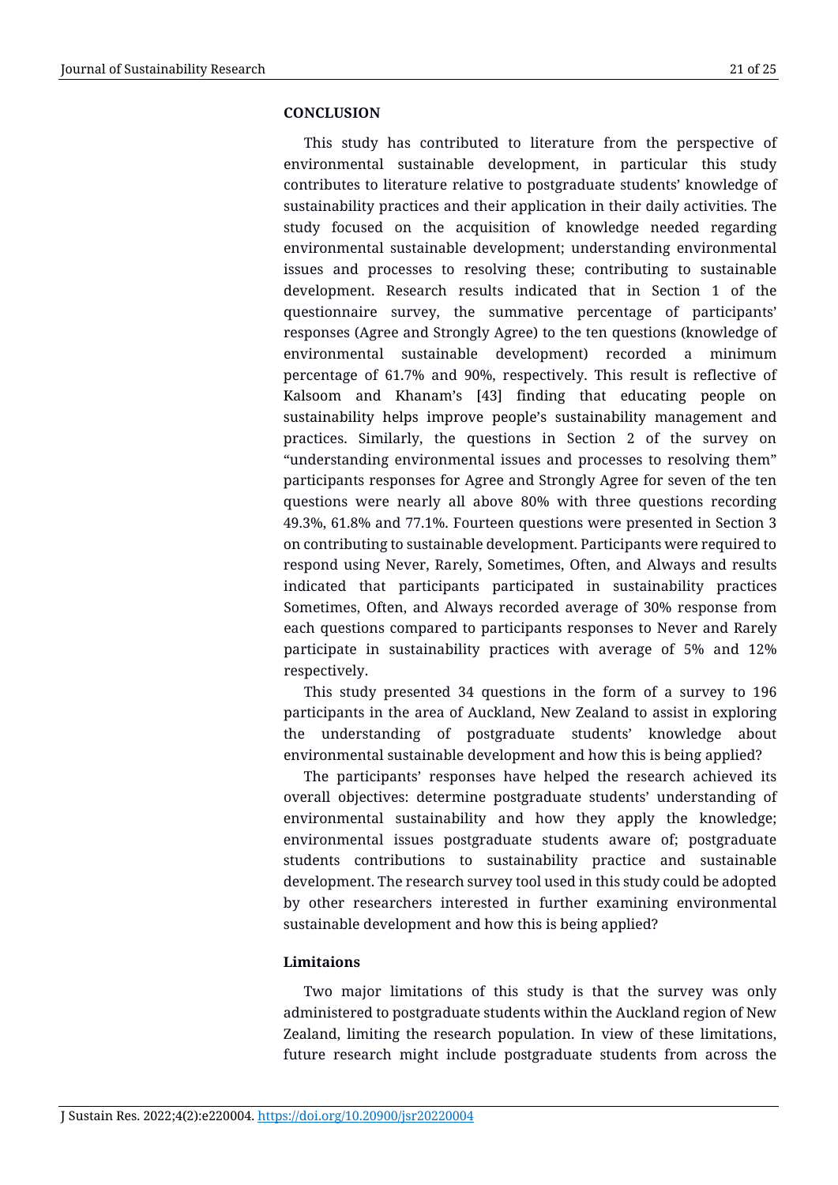## CONCLUSION

This study has contributed to literature from the perspective of environmental sustainable development, in particular this study contributes to literature relative to postgraduate students' knowledge of sustainability practices and their application in their daily activities. The study focused on the acquisition of knowledge needed regarding environmental sustainable development; understanding environmental issues and processes to resolving these; contributing to sustainable development. Research results indicated that in Section 1 of the questionnaire survey, the summative percentage of participants' responses (Agree and Strongly Agree) to the ten questions (knowledge of environmental sustainable development) recorded a minimum percentage of 61.7% and 90%, respectively. This result is reflective of Kalsoom and Khanam's [43] finding that educating people on sustainability helps improve people's sustainability management and practices. Similarly, the questions in Section 2 of the survey on "understanding environmental issues and processes to resolving them" participants responses for Agree and Strongly Agree for seven of the ten questions were nearly all above 80% with three questions recording 49.3%, 61.8% and 77.1%. Fourteen questions were presented in Section 3 on contributing to sustainable development. Participants were required to respond using Never, Rarely, Sometimes, Often, and Always and results indicated that participants participated in sustainability practices Sometimes, Often, and Always recorded average of 30% response from each questions compared to participants responses to Never and Rarely participate in sustainability practices with average of 5% and 12% respectively.

This study presented 34 questions in the form of a survey to 196 participants in the area of Auckland, New Zealand to assist in exploring the understanding of postgraduate students' knowledge about environmental sustainable development and how this is being applied?

The participants' responses have helped the research achieved its overall objectives: determine postgraduate students' understanding of environmental sustainability and how they apply the knowledge; environmental issues postgraduate students aware of; postgraduate students contributions to sustainability practice and sustainable development. The research survey tool used in this study could be adopted by other researchers interested in further examining environmental sustainable development and how this is being applied?

### Limitaions

Two major limitations of this study is that the survey was only administered to postgraduate students within the Auckland region of New Zealand, limiting the research population. In view of these limitations, future research might include postgraduate students from across the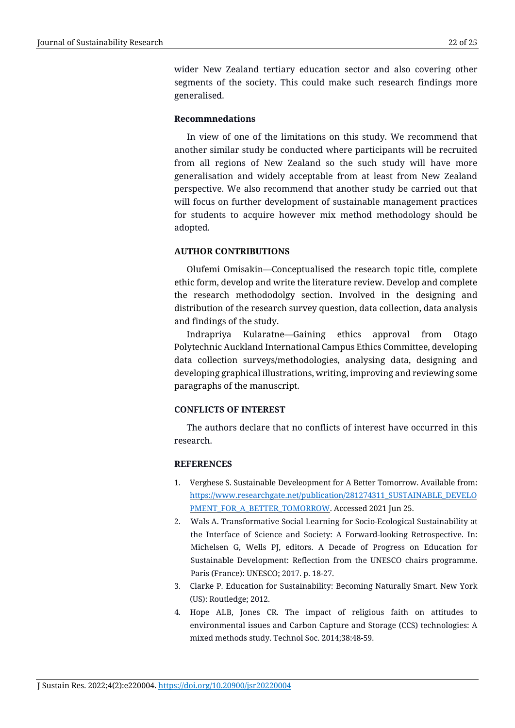wider New Zealand tertiary education sector and also covering other segments of the society. This could make such research findings more generalised.

### Recommnedations

In view of one of the limitations on this study. We recommend that another similar study be conducted where participants will be recruited from all regions of New Zealand so the such study will have more generalisation and widely acceptable from at least from New Zealand perspective. We also recommend that another study be carried out that will focus on further development of sustainable management practices for students to acquire however mix method methodology should be adopted.

## AUTHOR CONTRIBUTIONS

Olufemi Omisakin—Conceptualised the research topic title, complete ethic form, develop and write the literature review. Develop and complete the research methododolgy section. Involved in the designing and distribution of the research survey question, data collection, data analysis and findings of the study.

Indrapriya Kularatne—Gaining ethics approval from Otago Polytechnic Auckland International Campus Ethics Committee, developing data collection surveys/methodologies, analysing data, designing and developing graphical illustrations, writing, improving and reviewing some paragraphs of the manuscript.

## CONFLICTS OF INTEREST

The authors declare that no conflicts of interest have occurred in this research.

## REFERENCES

1. Verghese S. Sustainable Develeopment for A Better Tomorrow. Available from: https://www.researchgate.net/publication/281274311_SUSTAINABLE_DEVELOPMENT_FOR_A_BETTER_TOMORROW. Accessed 2021 Jun 25.
2. Wals A. Transformative Social Learning for Socio-Ecological Sustainability at the Interface of Science and Society: A Forward-looking Retrospective. In: Michelsen G, Wells PJ, editors. A Decade of Progress on Education for Sustainable Development: Reflection from the UNESCO chairs programme. Paris (France): UNESCO; 2017. p. 18-27.
3. Clarke P. Education for Sustainability: Becoming Naturally Smart. New York (US): Routledge; 2012.
4. Hope ALB, Jones CR. The impact of religious faith on attitudes to environmental issues and Carbon Capture and Storage (CCS) technologies: A mixed methods study. Technol Soc. 2014;38:48-59.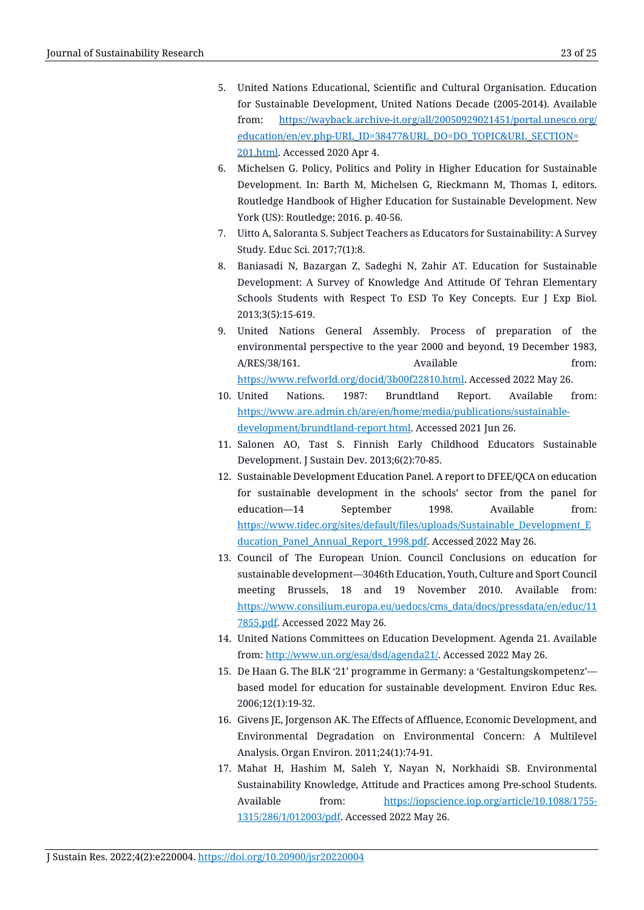5. United Nations Educational, Scientific and Cultural Organisation. Education for Sustainable Development, United Nations Decade (2005-2014). Available from: https://wayback.archive-it.org/all/20050929021451/portal.unesco.org/education/en/ev.php-URL_ID=38477&URL_DO=DO_TOPIC&URL_SECTION=201.html. Accessed 2020 Apr 4.
6. Michelsen G. Policy, Politics and Polity in Higher Education for Sustainable Development. In: Barth M, Michelsen G, Rieckmann M, Thomas I, editors. Routledge Handbook of Higher Education for Sustainable Development. New York (US): Routledge; 2016. p. 40-56.
7. Uitto A, Saloranta S. Subject Teachers as Educators for Sustainability: A Survey Study. Educ Sci. 2017;7(1):8.
8. Baniasadi N, Bazargan Z, Sadeghi N, Zahir AT. Education for Sustainable Development: A Survey of Knowledge And Attitude Of Tehran Elementary Schools Students with Respect To ESD To Key Concepts. Eur J Exp Biol. 2013;3(5):15-619.
9. United Nations General Assembly. Process of preparation of the environmental perspective to the year 2000 and beyond, 19 December 1983, A/RES/38/161. Available from: https://www.refworld.org/docid/3b00f22810.html. Accessed 2022 May 26.
10. United Nations. 1987: Brundtland Report. Available from: https://www.are.admin.ch/are/en/home/media/publications/sustainable-development/brundtland-report.html. Accessed 2021 Jun 26.
11. Salonen AO, Tast S. Finnish Early Childhood Educators Sustainable Development. J Sustain Dev. 2013;6(2):70-85.
12. Sustainable Development Education Panel. A report to DFEE/QCA on education for sustainable development in the schools' sector from the panel for education—14 September 1998. Available from: https://www.tidec.org/sites/default/files/uploads/Sustainable_Development_Education_Panel_Annual_Report_1998.pdf. Accessed 2022 May 26.
13. Council of The European Union. Council Conclusions on education for sustainable development—3046th Education, Youth, Culture and Sport Council meeting Brussels, 18 and 19 November 2010. Available from: https://www.consilium.europa.eu/uedocs/cms_data/docs/pressdata/en/educ/117855.pdf. Accessed 2022 May 26.
14. United Nations Committees on Education Development. Agenda 21. Available from: http://www.un.org/esa/dsd/agenda21/. Accessed 2022 May 26.
15. De Haan G. The BLK '21' programme in Germany: a 'Gestaltungskompetenz'—based model for education for sustainable development. Environ Educ Res. 2006;12(1):19-32.
16. Givens JE, Jorgenson AK. The Effects of Affluence, Economic Development, and Environmental Degradation on Environmental Concern: A Multilevel Analysis. Organ Environ. 2011;24(1):74-91.
17. Mahat H, Hashim M, Saleh Y, Nayan N, Norkhaidi SB. Environmental Sustainability Knowledge, Attitude and Practices among Pre-school Students. Available from: https://iopscience.iop.org/article/10.1088/1755-1315/286/1/012003/pdf. Accessed 2022 May 26.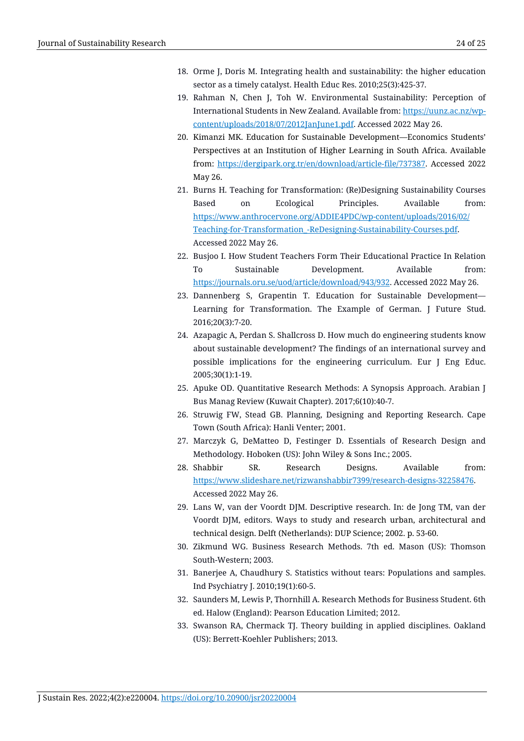18. Orme J, Doris M. Integrating health and sustainability: the higher education sector as a timely catalyst. Health Educ Res. 2010;25(3):425-37.
19. Rahman N, Chen J, Toh W. Environmental Sustainability: Perception of International Students in New Zealand. Available from: https://uunz.ac.nz/wp-content/uploads/2018/07/2012JanJune1.pdf. Accessed 2022 May 26.
20. Kimanzi MK. Education for Sustainable Development—Economics Students' Perspectives at an Institution of Higher Learning in South Africa. Available from: https://dergipark.org.tr/en/download/article-file/737387. Accessed 2022 May 26.
21. Burns H. Teaching for Transformation: (Re)Designing Sustainability Courses Based on Ecological Principles. Available from: https://www.anthrocervone.org/ADDIE4PDC/wp-content/uploads/2016/02/Teaching-for-Transformation_-ReDesigning-Sustainability-Courses.pdf. Accessed 2022 May 26.
22. Busjoo I. How Student Teachers Form Their Educational Practice In Relation To Sustainable Development. Available from: https://journals.oru.se/uod/article/download/943/932. Accessed 2022 May 26.
23. Dannenberg S, Grapentin T. Education for Sustainable Development—Learning for Transformation. The Example of German. J Future Stud. 2016;20(3):7-20.
24. Azapagic A, Perdan S. Shallcross D. How much do engineering students know about sustainable development? The findings of an international survey and possible implications for the engineering curriculum. Eur J Eng Educ. 2005;30(1):1-19.
25. Apuke OD. Quantitative Research Methods: A Synopsis Approach. Arabian J Bus Manag Review (Kuwait Chapter). 2017;6(10):40-7.
26. Struwig FW, Stead GB. Planning, Designing and Reporting Research. Cape Town (South Africa): Hanli Venter; 2001.
27. Marczyk G, DeMatteo D, Festinger D. Essentials of Research Design and Methodology. Hoboken (US): John Wiley & Sons Inc.; 2005.
28. Shabbir SR. Research Designs. Available from: https://www.slideshare.net/rizwanshabbir7399/research-designs-32258476. Accessed 2022 May 26.
29. Lans W, van der Voordt DJM. Descriptive research. In: de Jong TM, van der Voordt DJM, editors. Ways to study and research urban, architectural and technical design. Delft (Netherlands): DUP Science; 2002. p. 53-60.
30. Zikmund WG. Business Research Methods. 7th ed. Mason (US): Thomson South-Western; 2003.
31. Banerjee A, Chaudhury S. Statistics without tears: Populations and samples. Ind Psychiatry J. 2010;19(1):60-5.
32. Saunders M, Lewis P, Thornhill A. Research Methods for Business Student. 6th ed. Halow (England): Pearson Education Limited; 2012.
33. Swanson RA, Chermack TJ. Theory building in applied disciplines. Oakland (US): Berrett-Koehler Publishers; 2013.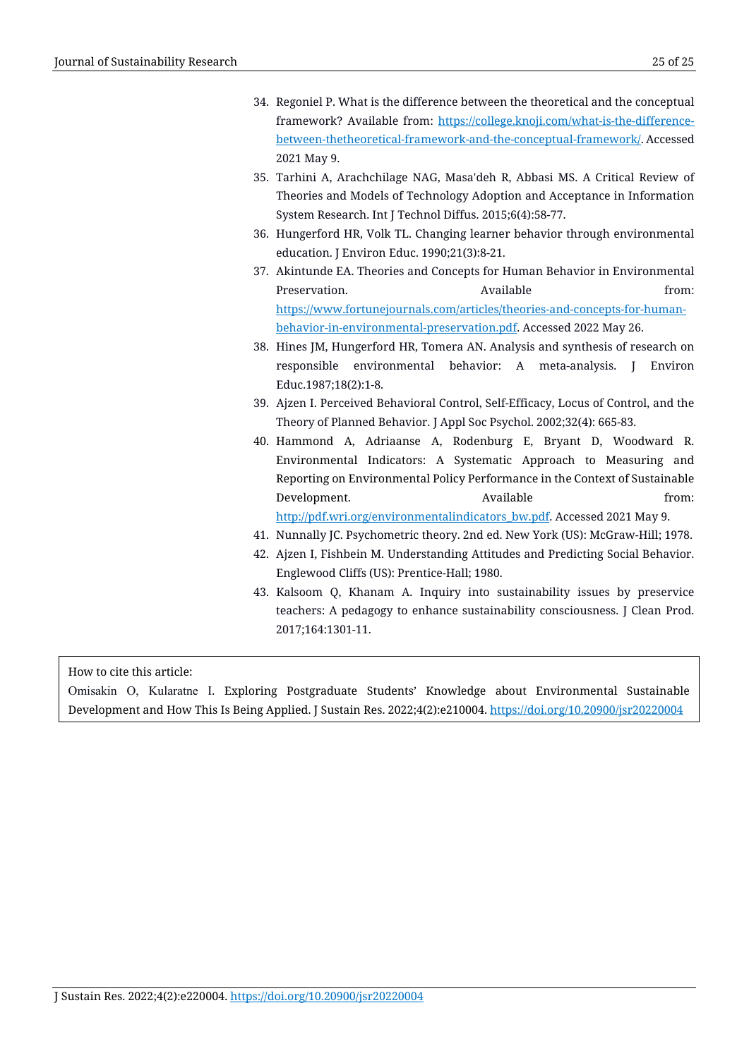34. Regoniel P. What is the difference between the theoretical and the conceptual framework? Available from: https://college.knoji.com/what-is-the-difference-between-thetheoretical-framework-and-the-conceptual-framework/. Accessed 2021 May 9.
35. Tarhini A, Arachchilage NAG, Masa'deh R, Abbasi MS. A Critical Review of Theories and Models of Technology Adoption and Acceptance in Information System Research. Int J Technol Diffus. 2015;6(4):58-77.
36. Hungerford HR, Volk TL. Changing learner behavior through environmental education. J Environ Educ. 1990;21(3):8-21.
37. Akintunde EA. Theories and Concepts for Human Behavior in Environmental Preservation. Available from: https://www.fortunejournals.com/articles/theories-and-concepts-for-human-behavior-in-environmental-preservation.pdf. Accessed 2022 May 26.
38. Hines JM, Hungerford HR, Tomera AN. Analysis and synthesis of research on responsible environmental behavior: A meta-analysis. J Environ Educ.1987;18(2):1-8.
39. Ajzen I. Perceived Behavioral Control, Self-Efficacy, Locus of Control, and the Theory of Planned Behavior. J Appl Soc Psychol. 2002;32(4): 665-83.
40. Hammond A, Adriaanse A, Rodenburg E, Bryant D, Woodward R. Environmental Indicators: A Systematic Approach to Measuring and Reporting on Environmental Policy Performance in the Context of Sustainable Development. Available from: http://pdf.wri.org/environmentalindicators_bw.pdf. Accessed 2021 May 9.
41. Nunnally JC. Psychometric theory. 2nd ed. New York (US): McGraw-Hill; 1978.
42. Ajzen I, Fishbein M. Understanding Attitudes and Predicting Social Behavior. Englewood Cliffs (US): Prentice-Hall; 1980.
43. Kalsoom Q, Khanam A. Inquiry into sustainability issues by preservice teachers: A pedagogy to enhance sustainability consciousness. J Clean Prod. 2017;164:1301-11.

How to cite this article:
Omisakin O, Kularatne I. Exploring Postgraduate Students' Knowledge about Environmental Sustainable Development and How This Is Being Applied. J Sustain Res. 2022;4(2):e210004. https://doi.org/10.20900/jsr20220004